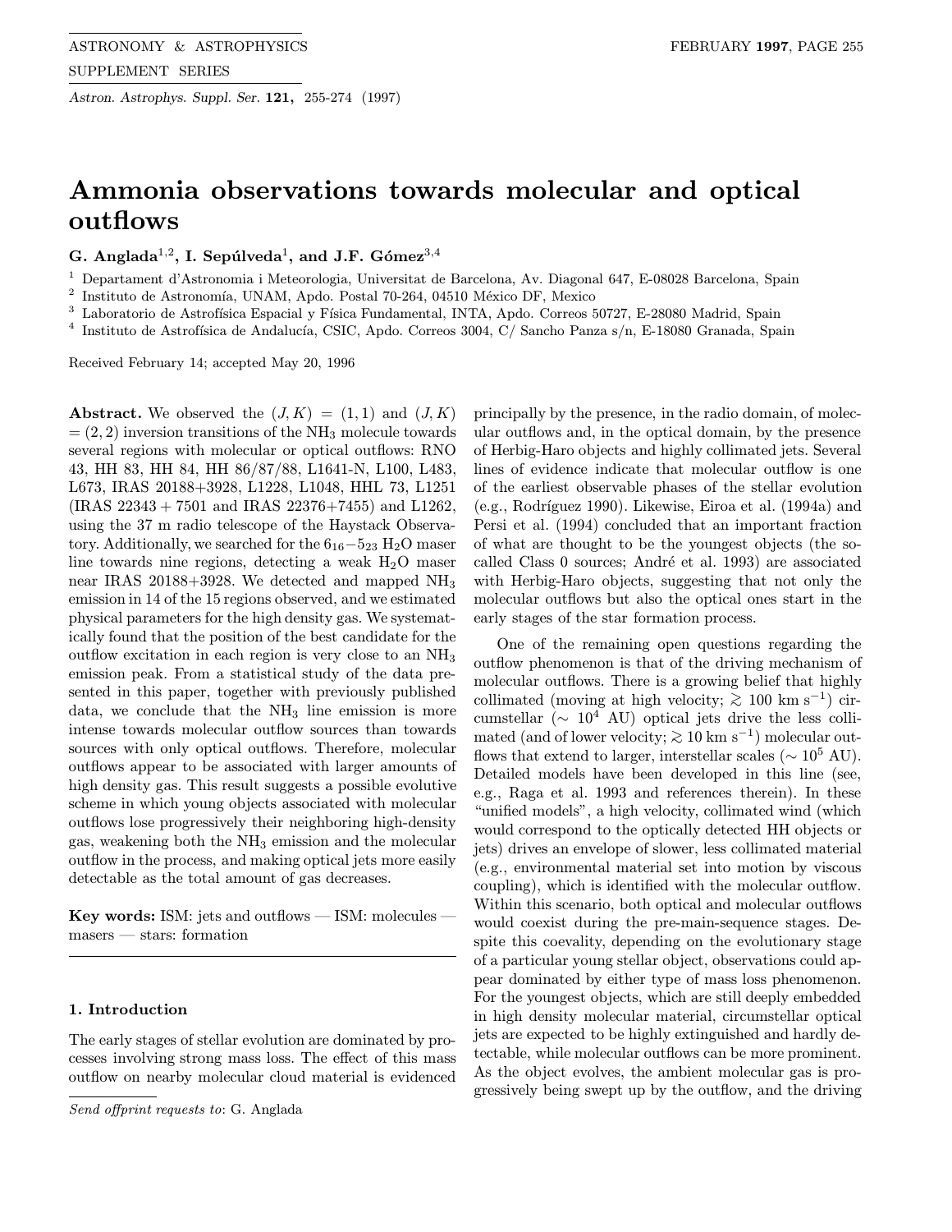# Ammonia observations towards molecular and optical outflows

G. Anglada[1,2], I. Sepúlveda[1], and J.F. Gómez[3,4]

[1] Departament d'Astronomia i Meteorologia, Universitat de Barcelona, Av. Diagonal 647, E-08028 Barcelona, Spain
[2] Instituto de Astronomía, UNAM, Apdo. Postal 70-264, 04510 México DF, Mexico
[3] Laboratorio de Astrofísica Espacial y Física Fundamental, INTA, Apdo. Correos 50727, E-28080 Madrid, Spain
[4] Instituto de Astrofísica de Andalucía, CSIC, Apdo. Correos 3004, C/ Sancho Panza s/n, E-18080 Granada, Spain

Received February 14; accepted May 20, 1996

**Abstract.** We observed the $(J, K) = (1, 1)$ and $(J, K) = (2, 2)$ inversion transitions of the $NH_3$ molecule towards several regions with molecular or optical outflows: RNO 43, HH 83, HH 84, HH 86/87/88, L1641-N, L100, L483, L673, IRAS 20188+3928, L1228, L1048, HHL 73, L1251 (IRAS 22343 + 7501 and IRAS 22376+7455) and L1262, using the 37 m radio telescope of the Haystack Observatory. Additionally, we searched for the $6_{16}-5_{23}$ $H_2O$ maser line towards nine regions, detecting a weak $H_2O$ maser near IRAS 20188+3928. We detected and mapped $NH_3$ emission in 14 of the 15 regions observed, and we estimated physical parameters for the high density gas. We systematically found that the position of the best candidate for the outflow excitation in each region is very close to an $NH_3$ emission peak. From a statistical study of the data presented in this paper, together with previously published data, we conclude that the $NH_3$ line emission is more intense towards molecular outflow sources than towards sources with only optical outflows. Therefore, molecular outflows appear to be associated with larger amounts of high density gas. This result suggests a possible evolutive scheme in which young objects associated with molecular outflows lose progressively their neighboring high-density gas, weakening both the $NH_3$ emission and the molecular outflow in the process, and making optical jets more easily detectable as the total amount of gas decreases.

**Key words:** ISM: jets and outflows — ISM: molecules — masers — stars: formation

## 1. Introduction

The early stages of stellar evolution are dominated by processes involving strong mass loss. The effect of this mass outflow on nearby molecular cloud material is evidenced principally by the presence, in the radio domain, of molecular outflows and, in the optical domain, by the presence of Herbig-Haro objects and highly collimated jets. Several lines of evidence indicate that molecular outflow is one of the earliest observable phases of the stellar evolution (e.g., Rodríguez 1990). Likewise, Eiroa et al. (1994a) and Persi et al. (1994) concluded that an important fraction of what are thought to be the youngest objects (the so-called Class 0 sources; André et al. 1993) are associated with Herbig-Haro objects, suggesting that not only the molecular outflows but also the optical ones start in the early stages of the star formation process.

One of the remaining open questions regarding the outflow phenomenon is that of the driving mechanism of molecular outflows. There is a growing belief that highly collimated (moving at high velocity; $\gtrsim 100$ km s$^{-1}$) circumstellar ($\sim 10^4$ AU) optical jets drive the less collimated (and of lower velocity; $\gtrsim 10$ km s$^{-1}$) molecular outflows that extend to larger, interstellar scales ($\sim 10^5$ AU). Detailed models have been developed in this line (see, e.g., Raga et al. 1993 and references therein). In these "unified models", a high velocity, collimated wind (which would correspond to the optically detected HH objects or jets) drives an envelope of slower, less collimated material (e.g., environmental material set into motion by viscous coupling), which is identified with the molecular outflow. Within this scenario, both optical and molecular outflows would coexist during the pre-main-sequence stages. Despite this coevality, depending on the evolutionary stage of a particular young stellar object, observations could appear dominated by either type of mass loss phenomenon. For the youngest objects, which are still deeply embedded in high density molecular material, circumstellar optical jets are expected to be highly extinguished and hardly detectable, while molecular outflows can be more prominent. As the object evolves, the ambient molecular gas is progressively being swept up by the outflow, and the driving

*Send offprint requests to*: G. Anglada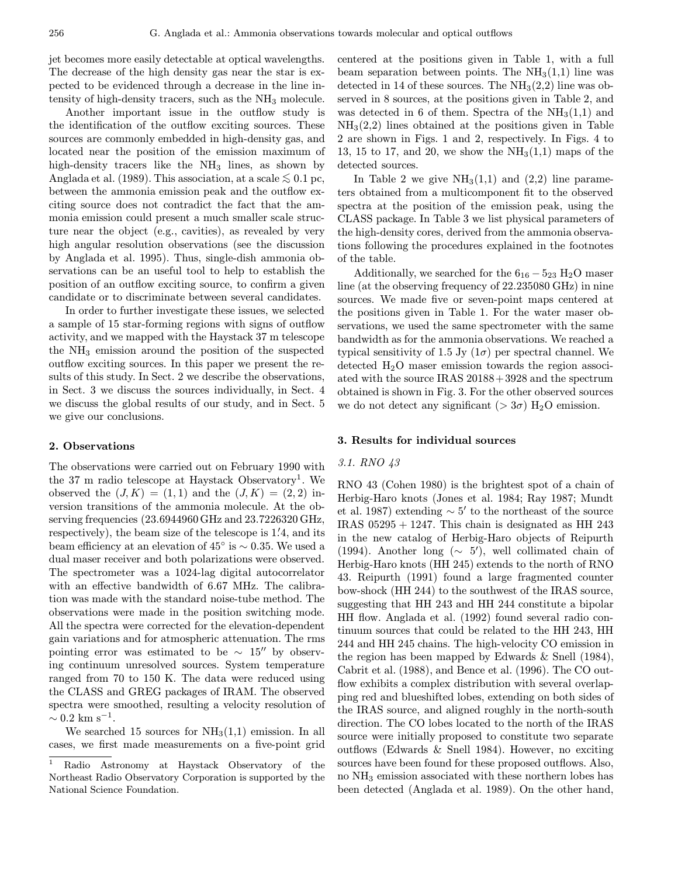jet becomes more easily detectable at optical wavelengths. The decrease of the high density gas near the star is expected to be evidenced through a decrease in the line intensity of high-density tracers, such as the $NH_3$ molecule.

Another important issue in the outflow study is the identification of the outflow exciting sources. These sources are commonly embedded in high-density gas, and located near the position of the emission maximum of high-density tracers like the $NH_3$ lines, as shown by Anglada et al. (1989). This association, at a scale $\lesssim 0.1$ pc, between the ammonia emission peak and the outflow exciting source does not contradict the fact that the ammonia emission could present a much smaller scale structure near the object (e.g., cavities), as revealed by very high angular resolution observations (see the discussion by Anglada et al. 1995). Thus, single-dish ammonia observations can be an useful tool to help to establish the position of an outflow exciting source, to confirm a given candidate or to discriminate between several candidates.

In order to further investigate these issues, we selected a sample of 15 star-forming regions with signs of outflow activity, and we mapped with the Haystack 37 m telescope the $NH_3$ emission around the position of the suspected outflow exciting sources. In this paper we present the results of this study. In Sect. 2 we describe the observations, in Sect. 3 we discuss the sources individually, in Sect. 4 we discuss the global results of our study, and in Sect. 5 we give our conclusions.

## 2. Observations

The observations were carried out on February 1990 with the 37 m radio telescope at Haystack Observatory[1]. We observed the $(J,K) = (1,1)$ and the $(J,K) = (2,2)$ inversion transitions of the ammonia molecule. At the observing frequencies (23.6944960 GHz and 23.7226320 GHz, respectively), the beam size of the telescope is $1\farcm4$, and its beam efficiency at an elevation of $45^\circ$ is $\sim 0.35$. We used a dual maser receiver and both polarizations were observed. The spectrometer was a 1024-lag digital autocorrelator with an effective bandwidth of 6.67 MHz. The calibration was made with the standard noise-tube method. The observations were made in the position switching mode. All the spectra were corrected for the elevation-dependent gain variations and for atmospheric attenuation. The rms pointing error was estimated to be $\sim 15''$ by observing continuum unresolved sources. System temperature ranged from 70 to 150 K. The data were reduced using the CLASS and GREG packages of IRAM. The observed spectra were smoothed, resulting a velocity resolution of $\sim 0.2$ km s$^{-1}$.

We searched 15 sources for $NH_3(1,1)$ emission. In all cases, we first made measurements on a five-point grid centered at the positions given in Table 1, with a full beam separation between points. The $NH_3(1,1)$ line was detected in 14 of these sources. The $NH_3(2,2)$ line was observed in 8 sources, at the positions given in Table 2, and was detected in 6 of them. Spectra of the $NH_3(1,1)$ and $NH_3(2,2)$ lines obtained at the positions given in Table 2 are shown in Figs. 1 and 2, respectively. In Figs. 4 to 13, 15 to 17, and 20, we show the $NH_3(1,1)$ maps of the detected sources.

In Table 2 we give $NH_3(1,1)$ and (2,2) line parameters obtained from a multicomponent fit to the observed spectra at the position of the emission peak, using the CLASS package. In Table 3 we list physical parameters of the high-density cores, derived from the ammonia observations following the procedures explained in the footnotes of the table.

Additionally, we searched for the $6_{16}-5_{23}$ $H_2O$ maser line (at the observing frequency of 22.235080 GHz) in nine sources. We made five or seven-point maps centered at the positions given in Table 1. For the water maser observations, we used the same spectrometer with the same bandwidth as for the ammonia observations. We reached a typical sensitivity of 1.5 Jy ($1\sigma$) per spectral channel. We detected $H_2O$ maser emission towards the region associated with the source IRAS 20188+3928 and the spectrum obtained is shown in Fig. 3. For the other observed sources we do not detect any significant ($>3\sigma$) $H_2O$ emission.

[1] Radio Astronomy at Haystack Observatory of the Northeast Radio Observatory Corporation is supported by the National Science Foundation.

## 3. Results for individual sources

### 3.1. RNO 43

RNO 43 (Cohen 1980) is the brightest spot of a chain of Herbig-Haro knots (Jones et al. 1984; Ray 1987; Mundt et al. 1987) extending $\sim 5'$ to the northeast of the source IRAS 05295 + 1247. This chain is designated as HH 243 in the new catalog of Herbig-Haro objects of Reipurth (1994). Another long ($\sim 5'$), well collimated chain of Herbig-Haro knots (HH 245) extends to the north of RNO 43. Reipurth (1991) found a large fragmented counter bow-shock (HH 244) to the southwest of the IRAS source, suggesting that HH 243 and HH 244 constitute a bipolar HH flow. Anglada et al. (1992) found several radio continuum sources that could be related to the HH 243, HH 244 and HH 245 chains. The high-velocity CO emission in the region has been mapped by Edwards & Snell (1984), Cabrit et al. (1988), and Bence et al. (1996). The CO outflow exhibits a complex distribution with several overlapping red and blueshifted lobes, extending on both sides of the IRAS source, and aligned roughly in the north-south direction. The CO lobes located to the north of the IRAS source were initially proposed to constitute two separate outflows (Edwards & Snell 1984). However, no exciting sources have been found for these proposed outflows. Also, no $NH_3$ emission associated with these northern lobes has been detected (Anglada et al. 1989). On the other hand,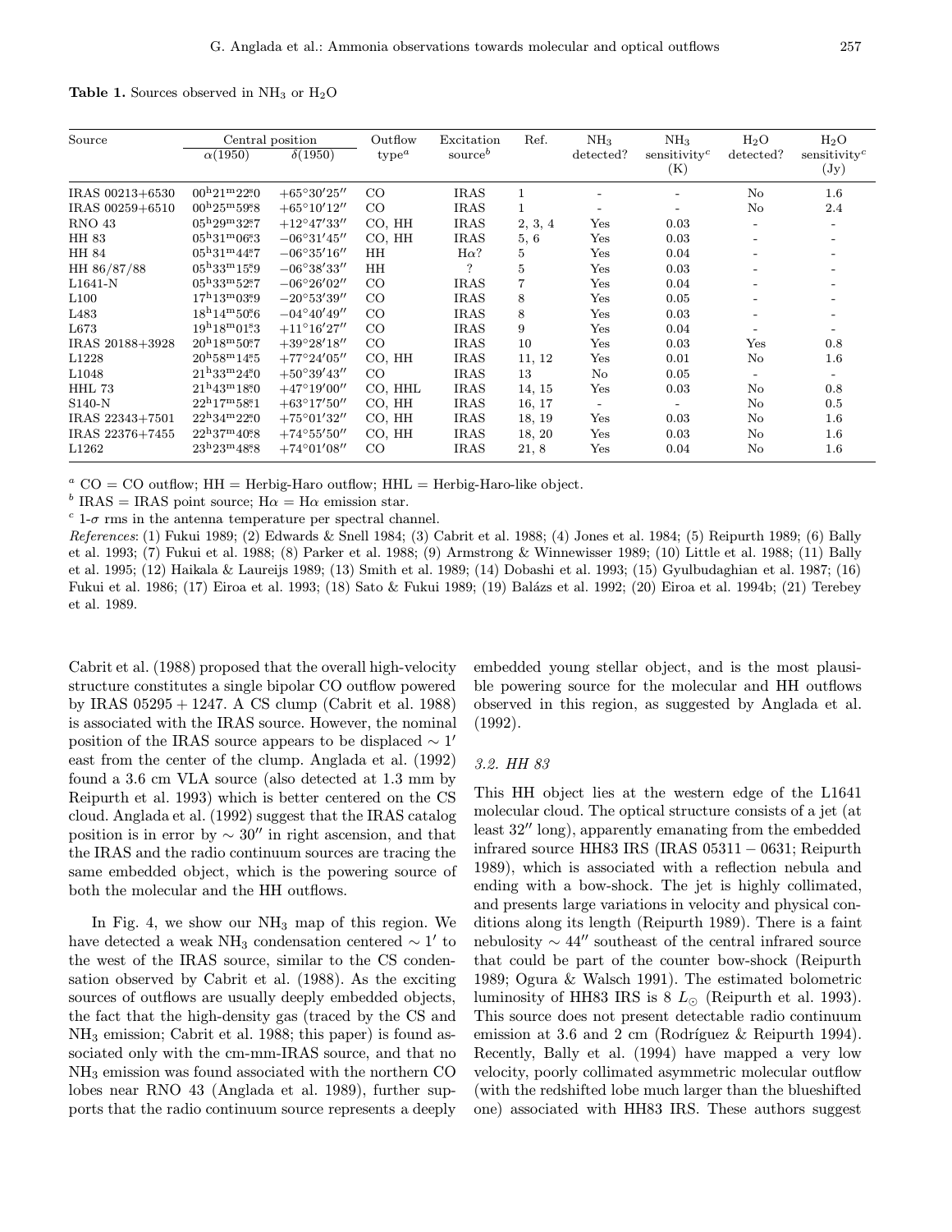**Table 1.** Sources observed in $NH_3$ or $H_2O$

| Source | Central position | | Outflow type[a] | Excitation source[b] | Ref. | $NH_3$ detected? | $NH_3$ sensitivity[c] (K) | $H_2O$ detected? | $H_2O$ sensitivity[c] (Jy) |
|---|---|---|---|---|---|---|---|---|---|
| | $\alpha(1950)$ | $\delta(1950)$ | | | | | | | |
| IRAS 00213+6530 | $00^h21^m22\overset{s}{.}0$ | $+65°30'25''$ | CO | IRAS | 1 | - | - | No | 1.6 |
| IRAS 00259+6510 | $00^h25^m59\overset{s}{.}8$ | $+65°10'12''$ | CO | IRAS | 1 | - | - | No | 2.4 |
| RNO 43 | $05^h29^m32\overset{s}{.}7$ | $+12°47'33''$ | CO, HH | IRAS | 2, 3, 4 | Yes | 0.03 | - | - |
| HH 83 | $05^h31^m06\overset{s}{.}3$ | $-06°31'45''$ | CO, HH | IRAS | 5, 6 | Yes | 0.03 | - | - |
| HH 84 | $05^h31^m44\overset{s}{.}7$ | $-06°35'16''$ | HH | H$\alpha$? | 5 | Yes | 0.04 | - | - |
| HH 86/87/88 | $05^h33^m15\overset{s}{.}9$ | $-06°38'33''$ | HH | ? | 5 | Yes | 0.03 | - | - |
| L1641-N | $05^h33^m52\overset{s}{.}7$ | $-06°26'02''$ | CO | IRAS | 7 | Yes | 0.04 | - | - |
| L100 | $17^h13^m03\overset{s}{.}9$ | $-20°53'39''$ | CO | IRAS | 8 | Yes | 0.05 | - | - |
| L483 | $18^h14^m50\overset{s}{.}6$ | $-04°40'49''$ | CO | IRAS | 8 | Yes | 0.03 | - | - |
| L673 | $19^h18^m01\overset{s}{.}3$ | $+11°16'27''$ | CO | IRAS | 9 | Yes | 0.04 | - | - |
| IRAS 20188+3928 | $20^h18^m50\overset{s}{.}7$ | $+39°28'18''$ | CO | IRAS | 10 | Yes | 0.03 | Yes | 0.8 |
| L1228 | $20^h58^m14\overset{s}{.}5$ | $+77°24'05''$ | CO, HH | IRAS | 11, 12 | Yes | 0.01 | No | 1.6 |
| L1048 | $21^h33^m24\overset{s}{.}0$ | $+50°39'43''$ | CO | IRAS | 13 | No | 0.05 | - | - |
| HHL 73 | $21^h43^m18\overset{s}{.}0$ | $+47°19'00''$ | CO, HHL | IRAS | 14, 15 | Yes | 0.03 | No | 0.8 |
| S140-N | $22^h17^m58\overset{s}{.}1$ | $+63°17'50''$ | CO, HH | IRAS | 16, 17 | - | - | No | 0.5 |
| IRAS 22343+7501 | $22^h34^m22\overset{s}{.}0$ | $+75°01'32''$ | CO, HH | IRAS | 18, 19 | Yes | 0.03 | No | 1.6 |
| IRAS 22376+7455 | $22^h37^m40\overset{s}{.}8$ | $+74°55'50''$ | CO, HH | IRAS | 18, 20 | Yes | 0.03 | No | 1.6 |
| L1262 | $23^h23^m48\overset{s}{.}8$ | $+74°01'08''$ | CO | IRAS | 21, 8 | Yes | 0.04 | No | 1.6 |

[a] CO = CO outflow; HH = Herbig-Haro outflow; HHL = Herbig-Haro-like object.

[b] IRAS = IRAS point source; H$\alpha$ = H$\alpha$ emission star.

[c] 1-$\sigma$ rms in the antenna temperature per spectral channel.

*References*: (1) Fukui 1989; (2) Edwards & Snell 1984; (3) Cabrit et al. 1988; (4) Jones et al. 1984; (5) Reipurth 1989; (6) Bally et al. 1993; (7) Fukui et al. 1988; (8) Parker et al. 1988; (9) Armstrong & Winnewisser 1989; (10) Little et al. 1988; (11) Bally et al. 1995; (12) Haikala & Laureijs 1989; (13) Smith et al. 1989; (14) Dobashi et al. 1993; (15) Gyulbudaghian et al. 1987; (16) Fukui et al. 1986; (17) Eiroa et al. 1993; (18) Sato & Fukui 1989; (19) Balázs et al. 1992; (20) Eiroa et al. 1994b; (21) Terebey et al. 1989.

Cabrit et al. (1988) proposed that the overall high-velocity structure constitutes a single bipolar CO outflow powered by IRAS 05295 + 1247. A CS clump (Cabrit et al. 1988) is associated with the IRAS source. However, the nominal position of the IRAS source appears to be displaced $\sim 1'$ east from the center of the clump. Anglada et al. (1992) found a 3.6 cm VLA source (also detected at 1.3 mm by Reipurth et al. 1993) which is better centered on the CS cloud. Anglada et al. (1992) suggest that the IRAS catalog position is in error by $\sim 30''$ in right ascension, and that the IRAS and the radio continuum sources are tracing the same embedded object, which is the powering source of both the molecular and the HH outflows.

In Fig. 4, we show our $NH_3$ map of this region. We have detected a weak $NH_3$ condensation centered $\sim 1'$ to the west of the IRAS source, similar to the CS condensation observed by Cabrit et al. (1988). As the exciting sources of outflows are usually deeply embedded objects, the fact that the high-density gas (traced by the CS and $NH_3$ emission; Cabrit et al. 1988; this paper) is found associated only with the cm-mm-IRAS source, and that no $NH_3$ emission was found associated with the northern CO lobes near RNO 43 (Anglada et al. 1989), further supports that the radio continuum source represents a deeply embedded young stellar object, and is the most plausible powering source for the molecular and HH outflows observed in this region, as suggested by Anglada et al. (1992).

### 3.2. HH 83

This HH object lies at the western edge of the L1641 molecular cloud. The optical structure consists of a jet (at least $32''$ long), apparently emanating from the embedded infrared source HH83 IRS (IRAS 05311 − 0631; Reipurth 1989), which is associated with a reflection nebula and ending with a bow-shock. The jet is highly collimated, and presents large variations in velocity and physical conditions along its length (Reipurth 1989). There is a faint nebulosity $\sim 44''$ southeast of the central infrared source that could be part of the counter bow-shock (Reipurth 1989; Ogura & Walsch 1991). The estimated bolometric luminosity of HH83 IRS is 8 $L_\odot$ (Reipurth et al. 1993). This source does not present detectable radio continuum emission at 3.6 and 2 cm (Rodríguez & Reipurth 1994). Recently, Bally et al. (1994) have mapped a very low velocity, poorly collimated asymmetric molecular outflow (with the redshifted lobe much larger than the blueshifted one) associated with HH83 IRS. These authors suggest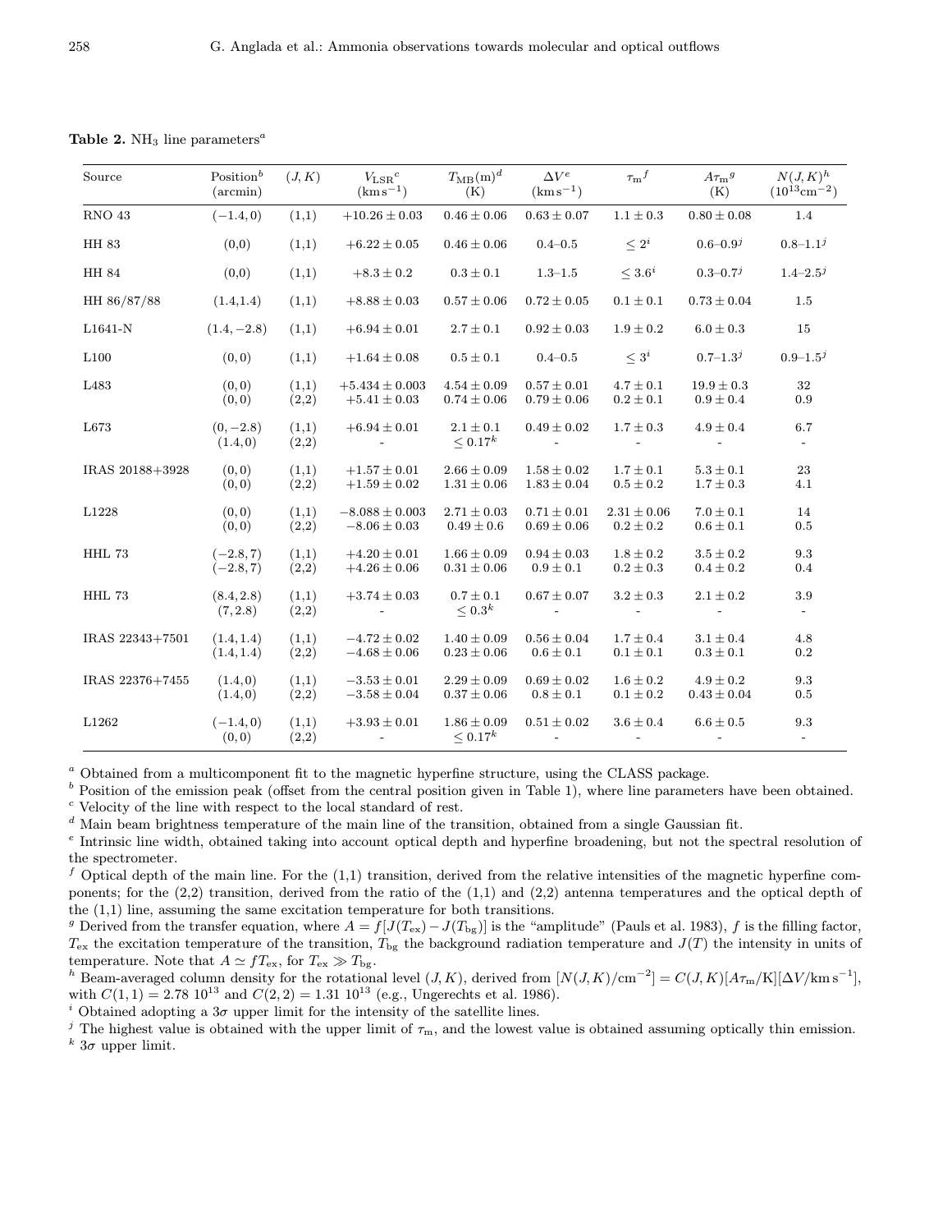**Table 2.** $NH_3$ line parameters[a]

| Source | Position[b] (arcmin) | $(J,K)$ | $V_{\rm LSR}$[c] ($\rm km\,s^{-1}$) | $T_{\rm MB}(\rm m)$[d] (K) | $\Delta V$[e] ($\rm km\,s^{-1}$) | $\tau_{\rm m}$[f] | $A\tau_{\rm m}$[g] (K) | $N(J,K)$[h] ($10^{13}\rm cm^{-2}$) |
|---|---|---|---|---|---|---|---|---|
| RNO 43 | $(-1.4,0)$ | (1,1) | $+10.26 \pm 0.03$ | $0.46 \pm 0.06$ | $0.63 \pm 0.07$ | $1.1 \pm 0.3$ | $0.80 \pm 0.08$ | 1.4 |
| HH 83 | (0,0) | (1,1) | $+6.22 \pm 0.05$ | $0.46 \pm 0.06$ | 0.4–0.5 | $\leq 2$[i] | 0.6–0.9[j] | 0.8–1.1[j] |
| HH 84 | (0,0) | (1,1) | $+8.3 \pm 0.2$ | $0.3 \pm 0.1$ | 1.3–1.5 | $\leq 3.6$[i] | 0.3–0.7[j] | 1.4–2.5[j] |
| HH 86/87/88 | (1.4,1.4) | (1,1) | $+8.88 \pm 0.03$ | $0.57 \pm 0.06$ | $0.72 \pm 0.05$ | $0.1 \pm 0.1$ | $0.73 \pm 0.04$ | 1.5 |
| L1641-N | $(1.4,-2.8)$ | (1,1) | $+6.94 \pm 0.01$ | $2.7 \pm 0.1$ | $0.92 \pm 0.03$ | $1.9 \pm 0.2$ | $6.0 \pm 0.3$ | 15 |
| L100 | $(0,0)$ | (1,1) | $+1.64 \pm 0.08$ | $0.5 \pm 0.1$ | 0.4–0.5 | $\leq 3$[i] | 0.7–1.3[j] | 0.9–1.5[j] |
| L483 | $(0,0)$ | (1,1) | $+5.434 \pm 0.003$ | $4.54 \pm 0.09$ | $0.57 \pm 0.01$ | $4.7 \pm 0.1$ | $19.9 \pm 0.3$ | 32 |
| | $(0,0)$ | (2,2) | $+5.41 \pm 0.03$ | $0.74 \pm 0.06$ | $0.79 \pm 0.06$ | $0.2 \pm 0.1$ | $0.9 \pm 0.4$ | 0.9 |
| L673 | $(0,-2.8)$ | (1,1) | $+6.94 \pm 0.01$ | $2.1 \pm 0.1$ | $0.49 \pm 0.02$ | $1.7 \pm 0.3$ | $4.9 \pm 0.4$ | 6.7 |
| | $(1.4,0)$ | (2,2) | - | $\leq 0.17$[k] | - | - | - | - |
| IRAS 20188+3928 | $(0,0)$ | (1,1) | $+1.57 \pm 0.01$ | $2.66 \pm 0.09$ | $1.58 \pm 0.02$ | $1.7 \pm 0.1$ | $5.3 \pm 0.1$ | 23 |
| | $(0,0)$ | (2,2) | $+1.59 \pm 0.02$ | $1.31 \pm 0.06$ | $1.83 \pm 0.04$ | $0.5 \pm 0.2$ | $1.7 \pm 0.3$ | 4.1 |
| L1228 | $(0,0)$ | (1,1) | $-8.088 \pm 0.003$ | $2.71 \pm 0.03$ | $0.71 \pm 0.01$ | $2.31 \pm 0.06$ | $7.0 \pm 0.1$ | 14 |
| | $(0,0)$ | (2,2) | $-8.06 \pm 0.03$ | $0.49 \pm 0.6$ | $0.69 \pm 0.06$ | $0.2 \pm 0.2$ | $0.6 \pm 0.1$ | 0.5 |
| HHL 73 | $(-2.8,7)$ | (1,1) | $+4.20 \pm 0.01$ | $1.66 \pm 0.09$ | $0.94 \pm 0.03$ | $1.8 \pm 0.2$ | $3.5 \pm 0.2$ | 9.3 |
| | $(-2.8,7)$ | (2,2) | $+4.26 \pm 0.06$ | $0.31 \pm 0.06$ | $0.9 \pm 0.1$ | $0.2 \pm 0.3$ | $0.4 \pm 0.2$ | 0.4 |
| HHL 73 | $(8.4,2.8)$ | (1,1) | $+3.74 \pm 0.03$ | $0.7 \pm 0.1$ | $0.67 \pm 0.07$ | $3.2 \pm 0.3$ | $2.1 \pm 0.2$ | 3.9 |
| | $(7,2.8)$ | (2,2) | - | $\leq 0.3$[k] | - | - | - | - |
| IRAS 22343+7501 | $(1.4,1.4)$ | (1,1) | $-4.72 \pm 0.02$ | $1.40 \pm 0.09$ | $0.56 \pm 0.04$ | $1.7 \pm 0.4$ | $3.1 \pm 0.4$ | 4.8 |
| | $(1.4,1.4)$ | (2,2) | $-4.68 \pm 0.06$ | $0.23 \pm 0.06$ | $0.6 \pm 0.1$ | $0.1 \pm 0.1$ | $0.3 \pm 0.1$ | 0.2 |
| IRAS 22376+7455 | $(1.4,0)$ | (1,1) | $-3.53 \pm 0.01$ | $2.29 \pm 0.09$ | $0.69 \pm 0.02$ | $1.6 \pm 0.2$ | $4.9 \pm 0.2$ | 9.3 |
| | $(1.4,0)$ | (2,2) | $-3.58 \pm 0.04$ | $0.37 \pm 0.06$ | $0.8 \pm 0.1$ | $0.1 \pm 0.2$ | $0.43 \pm 0.04$ | 0.5 |
| L1262 | $(-1.4,0)$ | (1,1) | $+3.93 \pm 0.01$ | $1.86 \pm 0.09$ | $0.51 \pm 0.02$ | $3.6 \pm 0.4$ | $6.6 \pm 0.5$ | 9.3 |
| | $(0,0)$ | (2,2) | - | $\leq 0.17$[k] | - | - | - | - |

[a] Obtained from a multicomponent fit to the magnetic hyperfine structure, using the CLASS package.
[b] Position of the emission peak (offset from the central position given in Table 1), where line parameters have been obtained.
[c] Velocity of the line with respect to the local standard of rest.
[d] Main beam brightness temperature of the main line of the transition, obtained from a single Gaussian fit.
[e] Intrinsic line width, obtained taking into account optical depth and hyperfine broadening, but not the spectral resolution of the spectrometer.
[f] Optical depth of the main line. For the (1,1) transition, derived from the relative intensities of the magnetic hyperfine components; for the (2,2) transition, derived from the ratio of the (1,1) and (2,2) antenna temperatures and the optical depth of the (1,1) line, assuming the same excitation temperature for both transitions.
[g] Derived from the transfer equation, where $A = f[J(T_{\rm ex}) - J(T_{\rm bg})]$ is the "amplitude" (Pauls et al. 1983), $f$ is the filling factor, $T_{\rm ex}$ the excitation temperature of the transition, $T_{\rm bg}$ the background radiation temperature and $J(T)$ the intensity in units of temperature. Note that $A \simeq fT_{\rm ex}$, for $T_{\rm ex} \gg T_{\rm bg}$.
[h] Beam-averaged column density for the rotational level $(J,K)$, derived from $[N(J,K)/\rm cm^{-2}] = C(J,K)[A\tau_{\rm m}/\rm K][\Delta V/\rm km\,s^{-1}]$, with $C(1,1) = 2.78\ 10^{13}$ and $C(2,2) = 1.31\ 10^{13}$ (e.g., Ungerechts et al. 1986).
[i] Obtained adopting a $3\sigma$ upper limit for the intensity of the satellite lines.
[j] The highest value is obtained with the upper limit of $\tau_{\rm m}$, and the lowest value is obtained assuming optically thin emission.
[k] $3\sigma$ upper limit.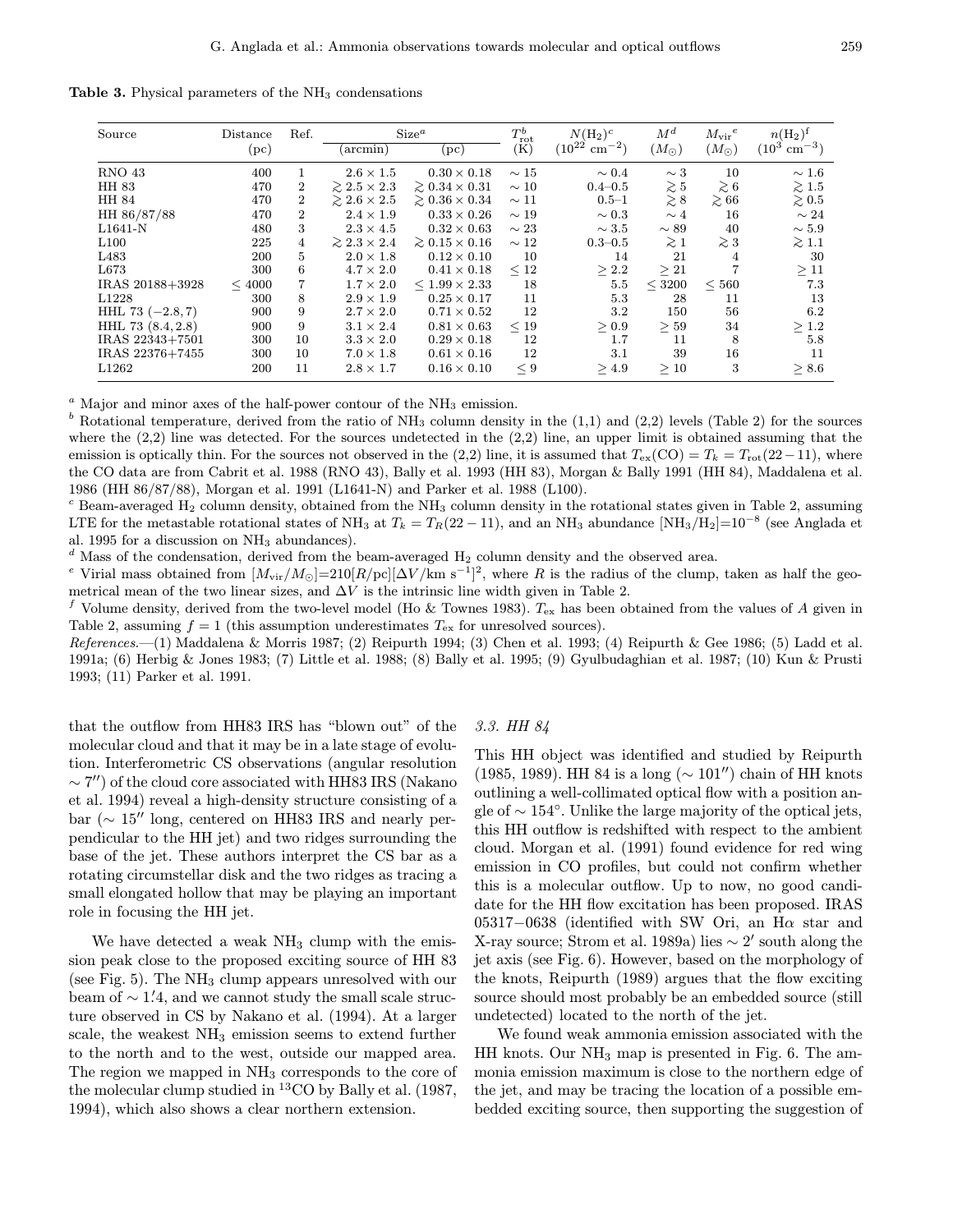**Table 3.** Physical parameters of the $NH_3$ condensations

| Source | Distance (pc) | Ref. | Size[a] (arcmin) | Size[a] (pc) | $T^{b}_{\rm rot}$ (K) | $N(H_2)^c$ ($10^{22}$ cm$^{-2}$) | $M^d$ ($M_\odot$) | $M_{\rm vir}{}^e$ ($M_\odot$) | $n(H_2)^f$ ($10^3$ cm$^{-3}$) |
|---|---|---|---|---|---|---|---|---|---|
| RNO 43 | 400 | 1 | $2.6 \times 1.5$ | $0.30 \times 0.18$ | $\sim 15$ | $\sim 0.4$ | $\sim 3$ | 10 | $\sim 1.6$ |
| HH 83 | 470 | 2 | $\gtrsim 2.5 \times 2.3$ | $\gtrsim 0.34 \times 0.31$ | $\sim 10$ | 0.4–0.5 | $\gtrsim 5$ | $\gtrsim 6$ | $\gtrsim 1.5$ |
| HH 84 | 470 | 2 | $\gtrsim 2.6 \times 2.5$ | $\gtrsim 0.36 \times 0.34$ | $\sim 11$ | 0.5–1 | $\gtrsim 8$ | $\gtrsim 66$ | $\gtrsim 0.5$ |
| HH 86/87/88 | 470 | 2 | $2.4 \times 1.9$ | $0.33 \times 0.26$ | $\sim 19$ | $\sim 0.3$ | $\sim 4$ | 16 | $\sim 24$ |
| L1641-N | 480 | 3 | $2.3 \times 4.5$ | $0.32 \times 0.63$ | $\sim 23$ | $\sim 3.5$ | $\sim 89$ | 40 | $\sim 5.9$ |
| L100 | 225 | 4 | $\gtrsim 2.3 \times 2.4$ | $\gtrsim 0.15 \times 0.16$ | $\sim 12$ | 0.3–0.5 | $\gtrsim 1$ | $\gtrsim 3$ | $\gtrsim 1.1$ |
| L483 | 200 | 5 | $2.0 \times 1.8$ | $0.12 \times 0.10$ | 10 | 14 | 21 | 4 | 30 |
| L673 | 300 | 6 | $4.7 \times 2.0$ | $0.41 \times 0.18$ | $\leq 12$ | $\geq 2.2$ | $\geq 21$ | 7 | $\geq 11$ |
| IRAS 20188+3928 | $\leq 4000$ | 7 | $1.7 \times 2.0$ | $\leq 1.99 \times 2.33$ | 18 | 5.5 | $\leq 3200$ | $\leq 560$ | 7.3 |
| L1228 | 300 | 8 | $2.9 \times 1.9$ | $0.25 \times 0.17$ | 11 | 5.3 | 28 | 11 | 13 |
| HHL 73 $(-2.8, 7)$ | 900 | 9 | $2.7 \times 2.0$ | $0.71 \times 0.52$ | 12 | 3.2 | 150 | 56 | 6.2 |
| HHL 73 $(8.4, 2.8)$ | 900 | 9 | $3.1 \times 2.4$ | $0.81 \times 0.63$ | $\leq 19$ | $\geq 0.9$ | $\geq 59$ | 34 | $\geq 1.2$ |
| IRAS 22343+7501 | 300 | 10 | $3.3 \times 2.0$ | $0.29 \times 0.18$ | 12 | 1.7 | 11 | 8 | 5.8 |
| IRAS 22376+7455 | 300 | 10 | $7.0 \times 1.8$ | $0.61 \times 0.16$ | 12 | 3.1 | 39 | 16 | 11 |
| L1262 | 200 | 11 | $2.8 \times 1.7$ | $0.16 \times 0.10$ | $\leq 9$ | $\geq 4.9$ | $\geq 10$ | 3 | $\geq 8.6$ |

[a] Major and minor axes of the half-power contour of the $NH_3$ emission.
[b] Rotational temperature, derived from the ratio of $NH_3$ column density in the (1,1) and (2,2) levels (Table 2) for the sources where the (2,2) line was detected. For the sources undetected in the (2,2) line, an upper limit is obtained assuming that the emission is optically thin. For the sources not observed in the (2,2) line, it is assumed that $T_{\rm ex}({\rm CO}) = T_k = T_{\rm rot}(22-11)$, where the CO data are from Cabrit et al. 1988 (RNO 43), Bally et al. 1993 (HH 83), Morgan & Bally 1991 (HH 84), Maddalena et al. 1986 (HH 86/87/88), Morgan et al. 1991 (L1641-N) and Parker et al. 1988 (L100).
[c] Beam-averaged $H_2$ column density, obtained from the $NH_3$ column density in the rotational states given in Table 2, assuming LTE for the metastable rotational states of $NH_3$ at $T_k = T_R(22-11)$, and an $NH_3$ abundance $[NH_3/H_2]=10^{-8}$ (see Anglada et al. 1995 for a discussion on $NH_3$ abundances).
[d] Mass of the condensation, derived from the beam-averaged $H_2$ column density and the observed area.
[e] Virial mass obtained from $[M_{\rm vir}/M_\odot]$=210$[R/{\rm pc}][\Delta V/{\rm km\ s^{-1}}]^2$, where $R$ is the radius of the clump, taken as half the geometrical mean of the two linear sizes, and $\Delta V$ is the intrinsic line width given in Table 2.
[f] Volume density, derived from the two-level model (Ho & Townes 1983). $T_{\rm ex}$ has been obtained from the values of $A$ given in Table 2, assuming $f = 1$ (this assumption underestimates $T_{\rm ex}$ for unresolved sources).
*References.*—(1) Maddalena & Morris 1987; (2) Reipurth 1994; (3) Chen et al. 1993; (4) Reipurth & Gee 1986; (5) Ladd et al. 1991a; (6) Herbig & Jones 1983; (7) Little et al. 1988; (8) Bally et al. 1995; (9) Gyulbudaghian et al. 1987; (10) Kun & Prusti 1993; (11) Parker et al. 1991.

that the outflow from HH83 IRS has "blown out" of the molecular cloud and that it may be in a late stage of evolution. Interferometric CS observations (angular resolution $\sim 7''$) of the cloud core associated with HH83 IRS (Nakano et al. 1994) reveal a high-density structure consisting of a bar ($\sim 15''$ long, centered on HH83 IRS and nearly perpendicular to the HH jet) and two ridges surrounding the base of the jet. These authors interpret the CS bar as a rotating circumstellar disk and the two ridges as tracing a small elongated hollow that may be playing an important role in focusing the HH jet.

We have detected a weak $NH_3$ clump with the emission peak close to the proposed exciting source of HH 83 (see Fig. 5). The $NH_3$ clump appears unresolved with our beam of $\sim 1\rlap{.}'4$, and we cannot study the small scale structure observed in CS by Nakano et al. (1994). At a larger scale, the weakest $NH_3$ emission seems to extend further to the north and to the west, outside our mapped area. The region we mapped in $NH_3$ corresponds to the core of the molecular clump studied in $^{13}$CO by Bally et al. (1987, 1994), which also shows a clear northern extension.

### 3.3. HH 84

This HH object was identified and studied by Reipurth (1985, 1989). HH 84 is a long ($\sim 101''$) chain of HH knots outlining a well-collimated optical flow with a position angle of $\sim 154°$. Unlike the large majority of the optical jets, this HH outflow is redshifted with respect to the ambient cloud. Morgan et al. (1991) found evidence for red wing emission in CO profiles, but could not confirm whether this is a molecular outflow. Up to now, no good candidate for the HH flow excitation has been proposed. IRAS 05317−0638 (identified with SW Ori, an H$\alpha$ star and X-ray source; Strom et al. 1989a) lies $\sim 2'$ south along the jet axis (see Fig. 6). However, based on the morphology of the knots, Reipurth (1989) argues that the flow exciting source should most probably be an embedded source (still undetected) located to the north of the jet.

We found weak ammonia emission associated with the HH knots. Our $NH_3$ map is presented in Fig. 6. The ammonia emission maximum is close to the northern edge of the jet, and may be tracing the location of a possible embedded exciting source, then supporting the suggestion of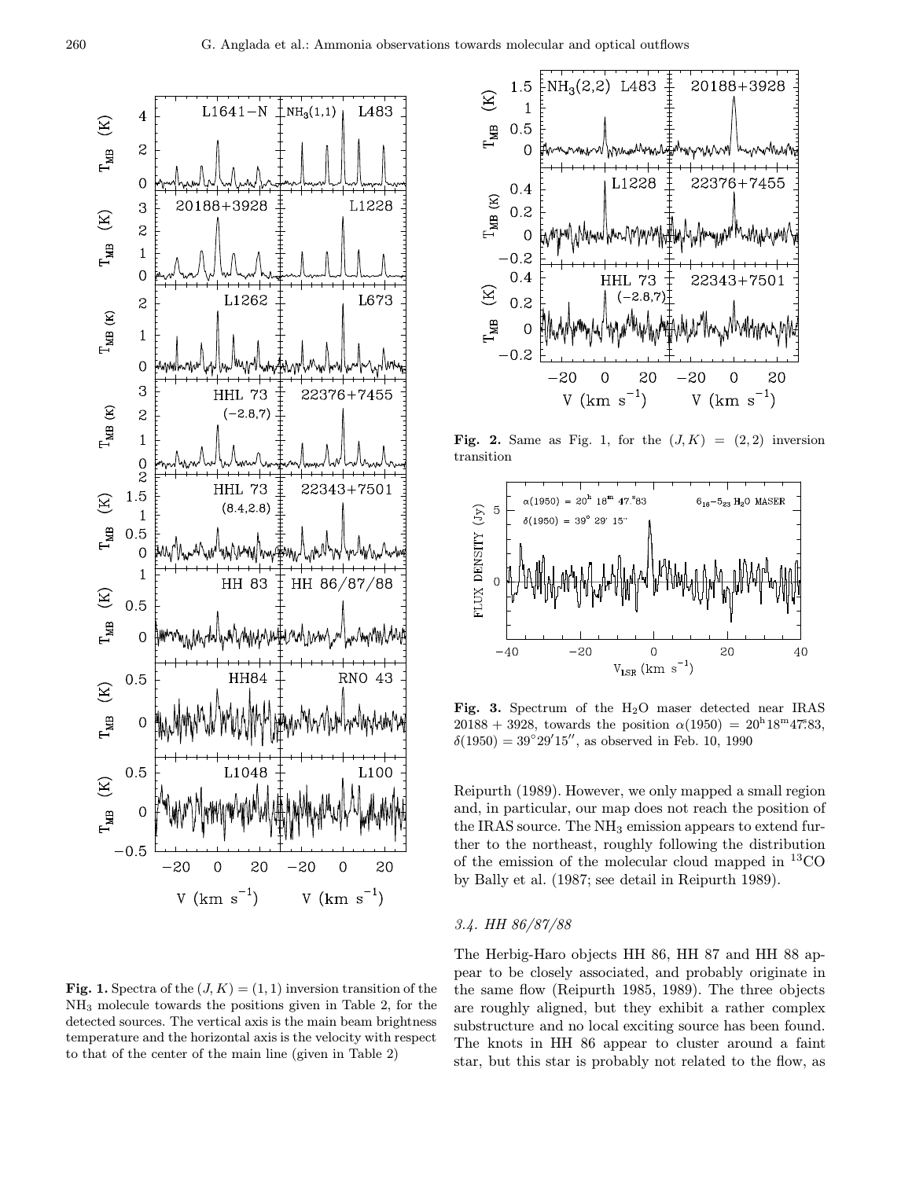**Fig. 1.** Spectra of the $(J,K) = (1,1)$ inversion transition of the $NH_3$ molecule towards the positions given in Table 2, for the detected sources. The vertical axis is the main beam brightness temperature and the horizontal axis is the velocity with respect to that of the center of the main line (given in Table 2)

**Fig. 2.** Same as Fig. 1, for the $(J,K) = (2,2)$ inversion transition

**Fig. 3.** Spectrum of the $H_2O$ maser detected near IRAS 20188 + 3928, towards the position $\alpha(1950) = 20^h18^m47\overset{s}{.}83$, $\delta(1950) = 39^\circ29'15''$, as observed in Feb. 10, 1990

Reipurth (1989). However, we only mapped a small region and, in particular, our map does not reach the position of the IRAS source. The $NH_3$ emission appears to extend further to the northeast, roughly following the distribution of the emission of the molecular cloud mapped in $^{13}CO$ by Bally et al. (1987; see detail in Reipurth 1989).

### *3.4. HH 86/87/88*

The Herbig-Haro objects HH 86, HH 87 and HH 88 appear to be closely associated, and probably originate in the same flow (Reipurth 1985, 1989). The three objects are roughly aligned, but they exhibit a rather complex substructure and no local exciting source has been found. The knots in HH 86 appear to cluster around a faint star, but this star is probably not related to the flow, as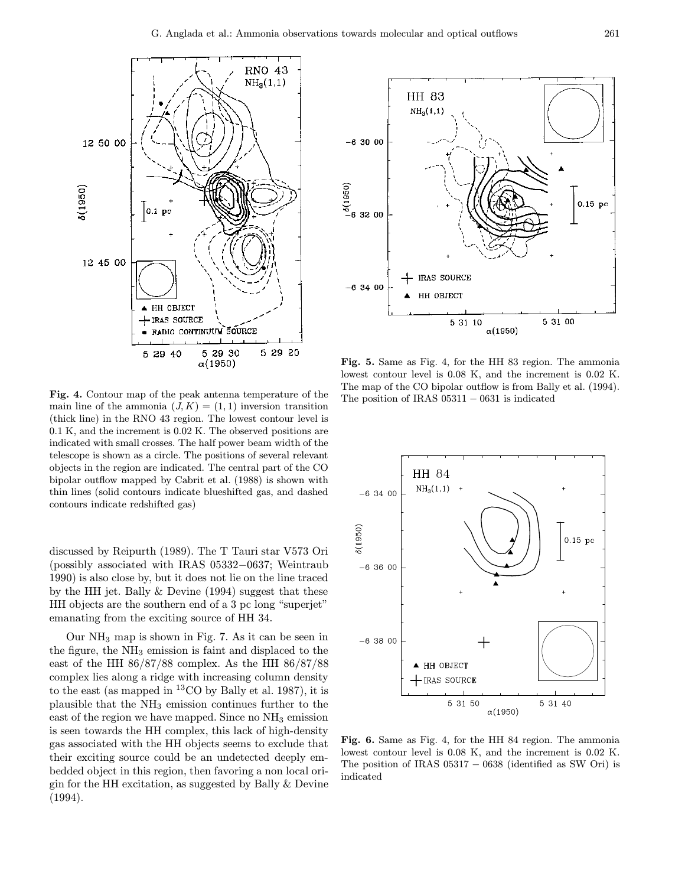**Fig. 4.** Contour map of the peak antenna temperature of the main line of the ammonia $(J, K) = (1, 1)$ inversion transition (thick line) in the RNO 43 region. The lowest contour level is 0.1 K, and the increment is 0.02 K. The observed positions are indicated with small crosses. The half power beam width of the telescope is shown as a circle. The positions of several relevant objects in the region are indicated. The central part of the CO bipolar outflow mapped by Cabrit et al. (1988) is shown with thin lines (solid contours indicate blueshifted gas, and dashed contours indicate redshifted gas)

discussed by Reipurth (1989). The T Tauri star V573 Ori (possibly associated with IRAS 05332−0637; Weintraub 1990) is also close by, but it does not lie on the line traced by the HH jet. Bally & Devine (1994) suggest that these HH objects are the southern end of a 3 pc long "superjet" emanating from the exciting source of HH 34.

Our $NH_3$ map is shown in Fig. 7. As it can be seen in the figure, the $NH_3$ emission is faint and displaced to the east of the HH 86/87/88 complex. As the HH 86/87/88 complex lies along a ridge with increasing column density to the east (as mapped in $^{13}CO$ by Bally et al. 1987), it is plausible that the $NH_3$ emission continues further to the east of the region we have mapped. Since no $NH_3$ emission is seen towards the HH complex, this lack of high-density gas associated with the HH objects seems to exclude that their exciting source could be an undetected deeply embedded object in this region, then favoring a non local origin for the HH excitation, as suggested by Bally & Devine (1994).

**Fig. 5.** Same as Fig. 4, for the HH 83 region. The ammonia lowest contour level is 0.08 K, and the increment is 0.02 K. The map of the CO bipolar outflow is from Bally et al. (1994). The position of IRAS 05311 − 0631 is indicated

**Fig. 6.** Same as Fig. 4, for the HH 84 region. The ammonia lowest contour level is 0.08 K, and the increment is 0.02 K. The position of IRAS 05317 − 0638 (identified as SW Ori) is indicated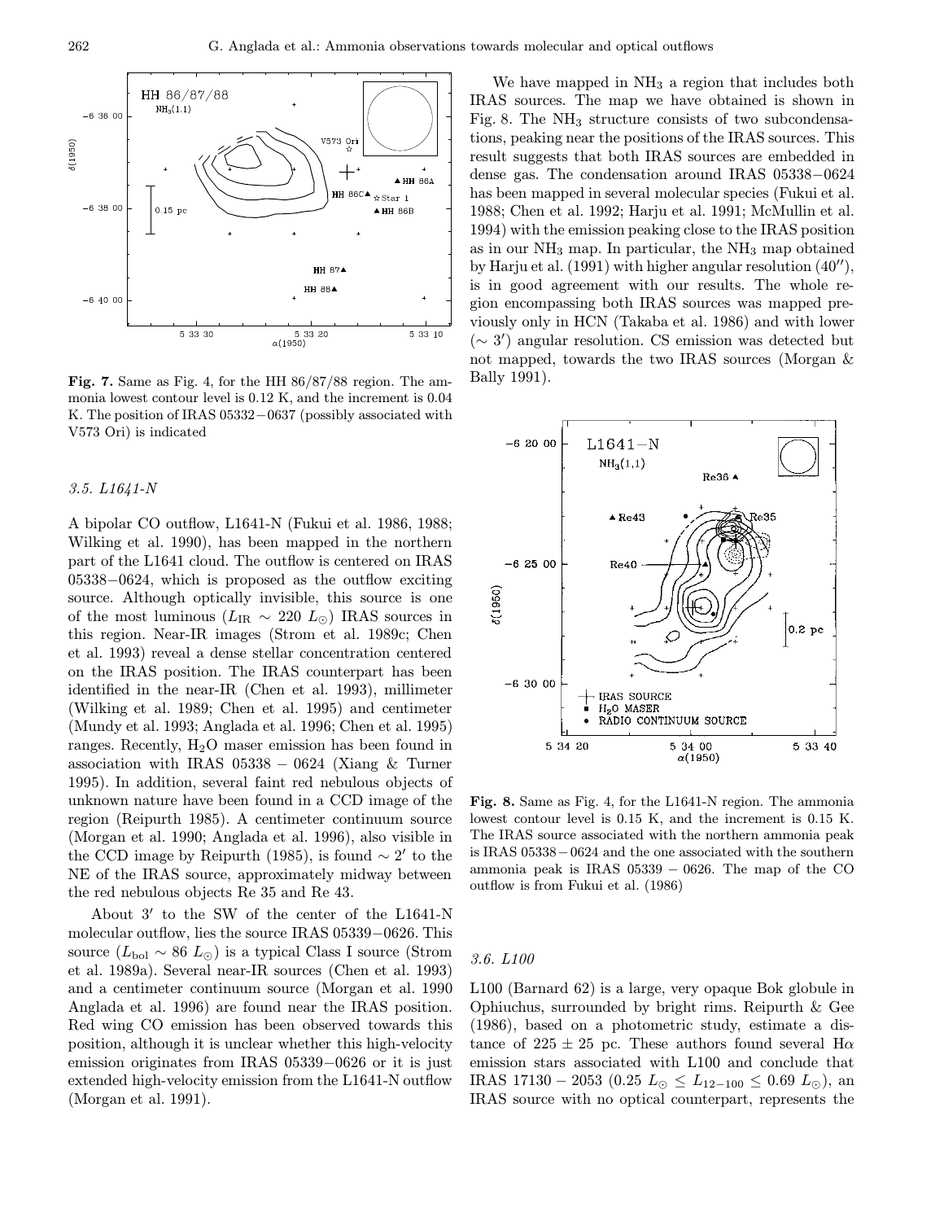**Fig. 7.** Same as Fig. 4, for the HH 86/87/88 region. The ammonia lowest contour level is 0.12 K, and the increment is 0.04 K. The position of IRAS 05332−0637 (possibly associated with V573 Ori) is indicated

### 3.5. L1641-N

A bipolar CO outflow, L1641-N (Fukui et al. 1986, 1988; Wilking et al. 1990), has been mapped in the northern part of the L1641 cloud. The outflow is centered on IRAS 05338−0624, which is proposed as the outflow exciting source. Although optically invisible, this source is one of the most luminous ($L_{\rm IR}$ ∼ 220 $L_\odot$) IRAS sources in this region. Near-IR images (Strom et al. 1989c; Chen et al. 1993) reveal a dense stellar concentration centered on the IRAS position. The IRAS counterpart has been identified in the near-IR (Chen et al. 1993), millimeter (Wilking et al. 1989; Chen et al. 1995) and centimeter (Mundy et al. 1993; Anglada et al. 1996; Chen et al. 1995) ranges. Recently, $H_2O$ maser emission has been found in association with IRAS 05338 − 0624 (Xiang & Turner 1995). In addition, several faint red nebulous objects of unknown nature have been found in a CCD image of the region (Reipurth 1985). A centimeter continuum source (Morgan et al. 1990; Anglada et al. 1996), also visible in the CCD image by Reipurth (1985), is found ∼ 2′ to the NE of the IRAS source, approximately midway between the red nebulous objects Re 35 and Re 43.

About 3′ to the SW of the center of the L1641-N molecular outflow, lies the source IRAS 05339−0626. This source ($L_{\rm bol}$ ∼ 86 $L_\odot$) is a typical Class I source (Strom et al. 1989a). Several near-IR sources (Chen et al. 1993) and a centimeter continuum source (Morgan et al. 1990 Anglada et al. 1996) are found near the IRAS position. Red wing CO emission has been observed towards this position, although it is unclear whether this high-velocity emission originates from IRAS 05339−0626 or it is just extended high-velocity emission from the L1641-N outflow (Morgan et al. 1991).

We have mapped in $NH_3$ a region that includes both IRAS sources. The map we have obtained is shown in Fig. 8. The $NH_3$ structure consists of two subcondensations, peaking near the positions of the IRAS sources. This result suggests that both IRAS sources are embedded in dense gas. The condensation around IRAS 05338−0624 has been mapped in several molecular species (Fukui et al. 1988; Chen et al. 1992; Harju et al. 1991; McMullin et al. 1994) with the emission peaking close to the IRAS position as in our $NH_3$ map. In particular, the $NH_3$ map obtained by Harju et al. (1991) with higher angular resolution (40′′), is in good agreement with our results. The whole region encompassing both IRAS sources was mapped previously only in HCN (Takaba et al. 1986) and with lower (∼ 3′) angular resolution. CS emission was detected but not mapped, towards the two IRAS sources (Morgan & Bally 1991).

**Fig. 8.** Same as Fig. 4, for the L1641-N region. The ammonia lowest contour level is 0.15 K, and the increment is 0.15 K. The IRAS source associated with the northern ammonia peak is IRAS 05338−0624 and the one associated with the southern ammonia peak is IRAS 05339 − 0626. The map of the CO outflow is from Fukui et al. (1986)

### 3.6. L100

L100 (Barnard 62) is a large, very opaque Bok globule in Ophiuchus, surrounded by bright rims. Reipurth & Gee (1986), based on a photometric study, estimate a distance of 225 ± 25 pc. These authors found several Hα emission stars associated with L100 and conclude that IRAS 17130 − 2053 (0.25 $L_\odot$ ≤ $L_{12-100}$ ≤ 0.69 $L_\odot$), an IRAS source with no optical counterpart, represents the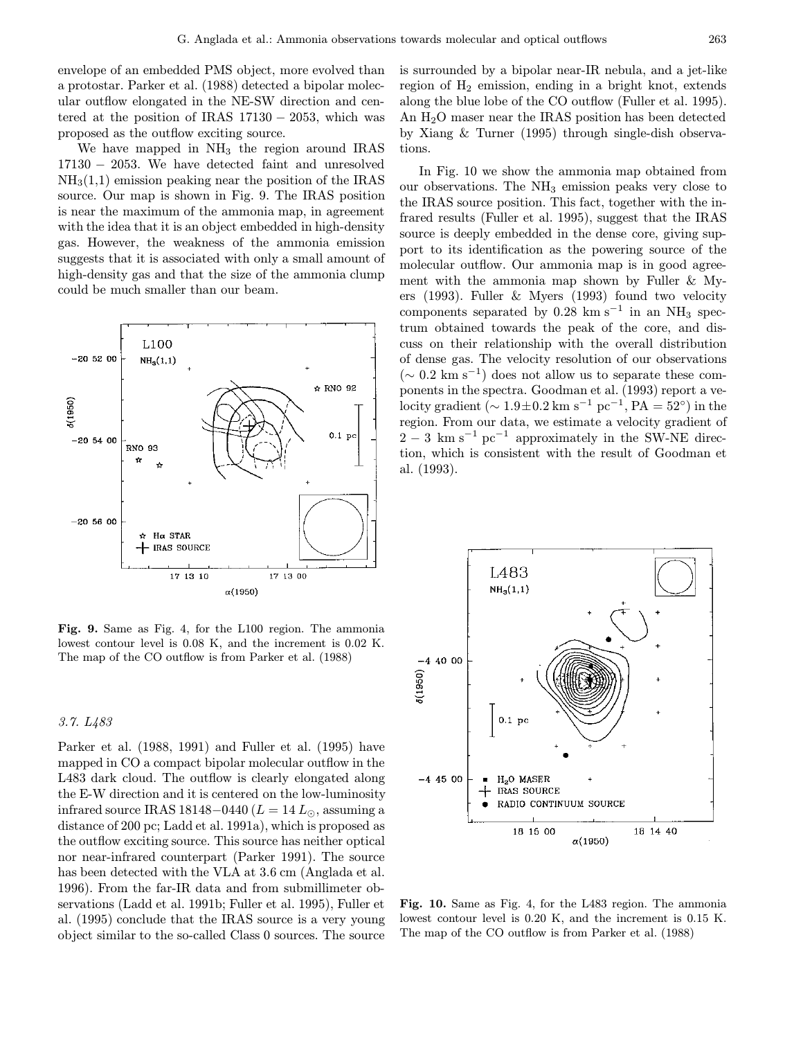envelope of an embedded PMS object, more evolved than a protostar. Parker et al. (1988) detected a bipolar molecular outflow elongated in the NE-SW direction and centered at the position of IRAS 17130 − 2053, which was proposed as the outflow exciting source.

We have mapped in $NH_3$ the region around IRAS 17130 − 2053. We have detected faint and unresolved $NH_3(1,1)$ emission peaking near the position of the IRAS source. Our map is shown in Fig. 9. The IRAS position is near the maximum of the ammonia map, in agreement with the idea that it is an object embedded in high-density gas. However, the weakness of the ammonia emission suggests that it is associated with only a small amount of high-density gas and that the size of the ammonia clump could be much smaller than our beam.

**Fig. 9.** Same as Fig. 4, for the L100 region. The ammonia lowest contour level is 0.08 K, and the increment is 0.02 K. The map of the CO outflow is from Parker et al. (1988)

### 3.7. L483

Parker et al. (1988, 1991) and Fuller et al. (1995) have mapped in CO a compact bipolar molecular outflow in the L483 dark cloud. The outflow is clearly elongated along the E-W direction and it is centered on the low-luminosity infrared source IRAS 18148−0440 ($L = 14\,L_{\odot}$, assuming a distance of 200 pc; Ladd et al. 1991a), which is proposed as the outflow exciting source. This source has neither optical nor near-infrared counterpart (Parker 1991). The source has been detected with the VLA at 3.6 cm (Anglada et al. 1996). From the far-IR data and from submillimeter observations (Ladd et al. 1991b; Fuller et al. 1995), Fuller et al. (1995) conclude that the IRAS source is a very young object similar to the so-called Class 0 sources. The source is surrounded by a bipolar near-IR nebula, and a jet-like region of $H_2$ emission, ending in a bright knot, extends along the blue lobe of the CO outflow (Fuller et al. 1995). An $H_2O$ maser near the IRAS position has been detected by Xiang & Turner (1995) through single-dish observations.

In Fig. 10 we show the ammonia map obtained from our observations. The $NH_3$ emission peaks very close to the IRAS source position. This fact, together with the infrared results (Fuller et al. 1995), suggest that the IRAS source is deeply embedded in the dense core, giving support to its identification as the powering source of the molecular outflow. Our ammonia map is in good agreement with the ammonia map shown by Fuller & Myers (1993). Fuller & Myers (1993) found two velocity components separated by 0.28 km s$^{-1}$ in an $NH_3$ spectrum obtained towards the peak of the core, and discuss on their relationship with the overall distribution of dense gas. The velocity resolution of our observations ($\sim$ 0.2 km s$^{-1}$) does not allow us to separate these components in the spectra. Goodman et al. (1993) report a velocity gradient ($\sim 1.9\pm0.2$ km s$^{-1}$ pc$^{-1}$, PA = 52°) in the region. From our data, we estimate a velocity gradient of 2 − 3 km s$^{-1}$ pc$^{-1}$ approximately in the SW-NE direction, which is consistent with the result of Goodman et al. (1993).

**Fig. 10.** Same as Fig. 4, for the L483 region. The ammonia lowest contour level is 0.20 K, and the increment is 0.15 K. The map of the CO outflow is from Parker et al. (1988)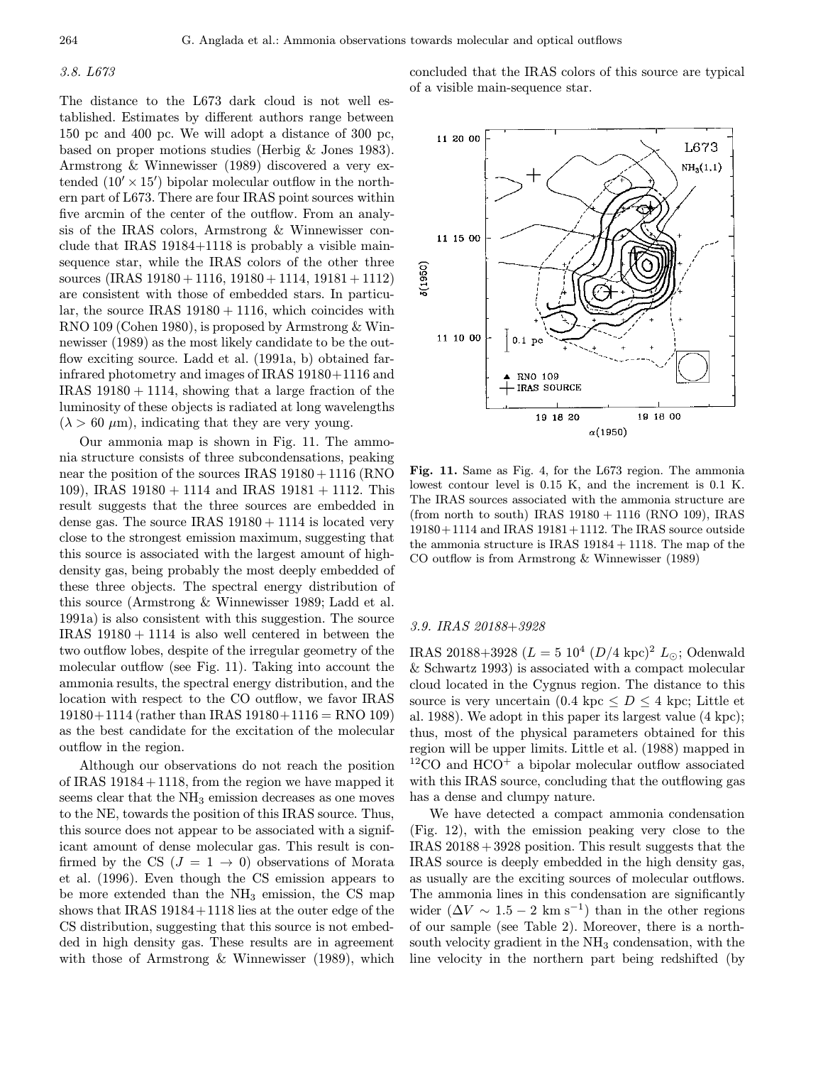### 3.8. L673

The distance to the L673 dark cloud is not well established. Estimates by different authors range between 150 pc and 400 pc. We will adopt a distance of 300 pc, based on proper motions studies (Herbig & Jones 1983). Armstrong & Winnewisser (1989) discovered a very extended ($10' \times 15'$) bipolar molecular outflow in the northern part of L673. There are four IRAS point sources within five arcmin of the center of the outflow. From an analysis of the IRAS colors, Armstrong & Winnewisser conclude that IRAS 19184+1118 is probably a visible main-sequence star, while the IRAS colors of the other three sources (IRAS 19180 + 1116, 19180 + 1114, 19181 + 1112) are consistent with those of embedded stars. In particular, the source IRAS 19180 + 1116, which coincides with RNO 109 (Cohen 1980), is proposed by Armstrong & Winnewisser (1989) as the most likely candidate to be the outflow exciting source. Ladd et al. (1991a, b) obtained far-infrared photometry and images of IRAS 19180+1116 and IRAS 19180 + 1114, showing that a large fraction of the luminosity of these objects is radiated at long wavelengths ($\lambda > 60$ $\mu$m), indicating that they are very young.

Our ammonia map is shown in Fig. 11. The ammonia structure consists of three subcondensations, peaking near the position of the sources IRAS 19180 + 1116 (RNO 109), IRAS 19180 + 1114 and IRAS 19181 + 1112. This result suggests that the three sources are embedded in dense gas. The source IRAS 19180 + 1114 is located very close to the strongest emission maximum, suggesting that this source is associated with the largest amount of high-density gas, being probably the most deeply embedded of these three objects. The spectral energy distribution of this source (Armstrong & Winnewisser 1989; Ladd et al. 1991a) is also consistent with this suggestion. The source IRAS 19180 + 1114 is also well centered in between the two outflow lobes, despite of the irregular geometry of the molecular outflow (see Fig. 11). Taking into account the ammonia results, the spectral energy distribution, and the location with respect to the CO outflow, we favor IRAS 19180+1114 (rather than IRAS 19180+1116 = RNO 109) as the best candidate for the excitation of the molecular outflow in the region.

Although our observations do not reach the position of IRAS 19184 + 1118, from the region we have mapped it seems clear that the $NH_3$ emission decreases as one moves to the NE, towards the position of this IRAS source. Thus, this source does not appear to be associated with a significant amount of dense molecular gas. This result is confirmed by the CS ($J = 1 \rightarrow 0$) observations of Morata et al. (1996). Even though the CS emission appears to be more extended than the $NH_3$ emission, the CS map shows that IRAS 19184+1118 lies at the outer edge of the CS distribution, suggesting that this source is not embedded in high density gas. These results are in agreement with those of Armstrong & Winnewisser (1989), which concluded that the IRAS colors of this source are typical of a visible main-sequence star.

**Fig. 11.** Same as Fig. 4, for the L673 region. The ammonia lowest contour level is 0.15 K, and the increment is 0.1 K. The IRAS sources associated with the ammonia structure are (from north to south) IRAS 19180 + 1116 (RNO 109), IRAS 19180+1114 and IRAS 19181+1112. The IRAS source outside the ammonia structure is IRAS 19184 + 1118. The map of the CO outflow is from Armstrong & Winnewisser (1989)

### 3.9. IRAS 20188+3928

IRAS 20188+3928 ($L = 5\ 10^4\ (D/4\ \mathrm{kpc})^2\ L_\odot$; Odenwald & Schwartz 1993) is associated with a compact molecular cloud located in the Cygnus region. The distance to this source is very uncertain ($0.4\ \mathrm{kpc} \leq D \leq 4$ kpc; Little et al. 1988). We adopt in this paper its largest value (4 kpc); thus, most of the physical parameters obtained for this region will be upper limits. Little et al. (1988) mapped in $^{12}$CO and $HCO^+$ a bipolar molecular outflow associated with this IRAS source, concluding that the outflowing gas has a dense and clumpy nature.

We have detected a compact ammonia condensation (Fig. 12), with the emission peaking very close to the IRAS 20188 + 3928 position. This result suggests that the IRAS source is deeply embedded in the high density gas, as usually are the exciting sources of molecular outflows. The ammonia lines in this condensation are significantly wider ($\Delta V \sim 1.5 - 2$ km s$^{-1}$) than in the other regions of our sample (see Table 2). Moreover, there is a north-south velocity gradient in the $NH_3$ condensation, with the line velocity in the northern part being redshifted (by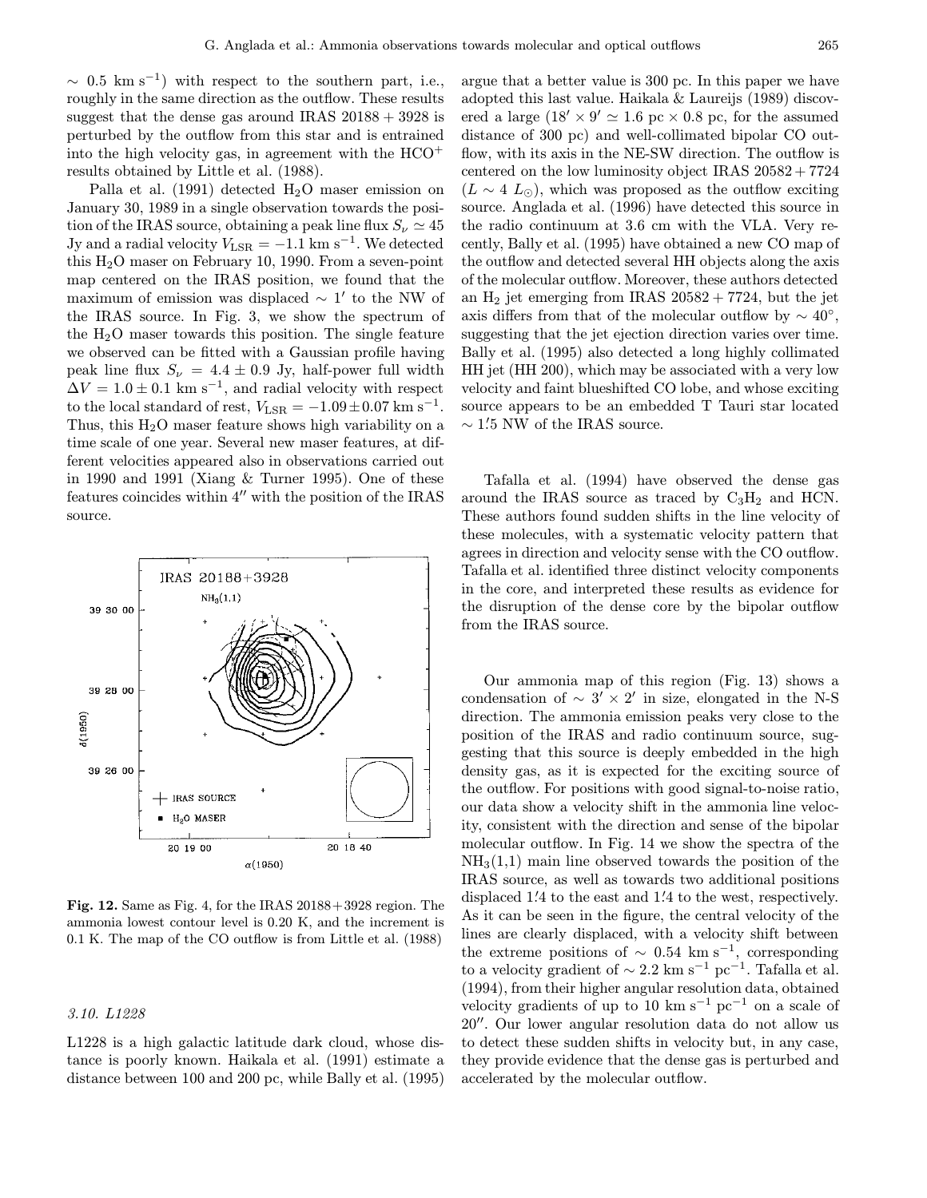$\sim 0.5$ km s$^{-1}$) with respect to the southern part, i.e., roughly in the same direction as the outflow. These results suggest that the dense gas around IRAS 20188 + 3928 is perturbed by the outflow from this star and is entrained into the high velocity gas, in agreement with the $HCO^+$ results obtained by Little et al. (1988).

Palla et al. (1991) detected $H_2O$ maser emission on January 30, 1989 in a single observation towards the position of the IRAS source, obtaining a peak line flux $S_\nu \simeq 45$ Jy and a radial velocity $V_{\rm LSR} = -1.1$ km s$^{-1}$. We detected this $H_2O$ maser on February 10, 1990. From a seven-point map centered on the IRAS position, we found that the maximum of emission was displaced $\sim 1'$ to the NW of the IRAS source. In Fig. 3, we show the spectrum of the $H_2O$ maser towards this position. The single feature we observed can be fitted with a Gaussian profile having peak line flux $S_\nu = 4.4 \pm 0.9$ Jy, half-power full width $\Delta V = 1.0 \pm 0.1$ km s$^{-1}$, and radial velocity with respect to the local standard of rest, $V_{\rm LSR} = -1.09 \pm 0.07$ km s$^{-1}$. Thus, this $H_2O$ maser feature shows high variability on a time scale of one year. Several new maser features, at different velocities appeared also in observations carried out in 1990 and 1991 (Xiang & Turner 1995). One of these features coincides within 4″ with the position of the IRAS source.

**Fig. 12.** Same as Fig. 4, for the IRAS 20188+3928 region. The ammonia lowest contour level is 0.20 K, and the increment is 0.1 K. The map of the CO outflow is from Little et al. (1988)

### *3.10. L1228*

L1228 is a high galactic latitude dark cloud, whose distance is poorly known. Haikala et al. (1991) estimate a distance between 100 and 200 pc, while Bally et al. (1995) argue that a better value is 300 pc. In this paper we have adopted this last value. Haikala & Laureijs (1989) discovered a large ($18' \times 9' \simeq 1.6$ pc $\times$ 0.8 pc, for the assumed distance of 300 pc) and well-collimated bipolar CO outflow, with its axis in the NE-SW direction. The outflow is centered on the low luminosity object IRAS 20582 + 7724 ($L \sim 4\ L_\odot$), which was proposed as the outflow exciting source. Anglada et al. (1996) have detected this source in the radio continuum at 3.6 cm with the VLA. Very recently, Bally et al. (1995) have obtained a new CO map of the outflow and detected several HH objects along the axis of the molecular outflow. Moreover, these authors detected an $H_2$ jet emerging from IRAS 20582 + 7724, but the jet axis differs from that of the molecular outflow by $\sim 40°$, suggesting that the jet ejection direction varies over time. Bally et al. (1995) also detected a long highly collimated HH jet (HH 200), which may be associated with a very low velocity and faint blueshifted CO lobe, and whose exciting source appears to be an embedded T Tauri star located $\sim 1'.5$ NW of the IRAS source.

Tafalla et al. (1994) have observed the dense gas around the IRAS source as traced by $C_3H_2$ and HCN. These authors found sudden shifts in the line velocity of these molecules, with a systematic velocity pattern that agrees in direction and velocity sense with the CO outflow. Tafalla et al. identified three distinct velocity components in the core, and interpreted these results as evidence for the disruption of the dense core by the bipolar outflow from the IRAS source.

Our ammonia map of this region (Fig. 13) shows a condensation of $\sim 3' \times 2'$ in size, elongated in the N-S direction. The ammonia emission peaks very close to the position of the IRAS and radio continuum source, suggesting that this source is deeply embedded in the high density gas, as it is expected for the exciting source of the outflow. For positions with good signal-to-noise ratio, our data show a velocity shift in the ammonia line velocity, consistent with the direction and sense of the bipolar molecular outflow. In Fig. 14 we show the spectra of the $NH_3$(1,1) main line observed towards the position of the IRAS source, as well as towards two additional positions displaced 1′.4 to the east and 1′.4 to the west, respectively. As it can be seen in the figure, the central velocity of the lines are clearly displaced, with a velocity shift between the extreme positions of $\sim 0.54$ km s$^{-1}$, corresponding to a velocity gradient of $\sim 2.2$ km s$^{-1}$ pc$^{-1}$. Tafalla et al. (1994), from their higher angular resolution data, obtained velocity gradients of up to 10 km s$^{-1}$ pc$^{-1}$ on a scale of 20″. Our lower angular resolution data do not allow us to detect these sudden shifts in velocity but, in any case, they provide evidence that the dense gas is perturbed and accelerated by the molecular outflow.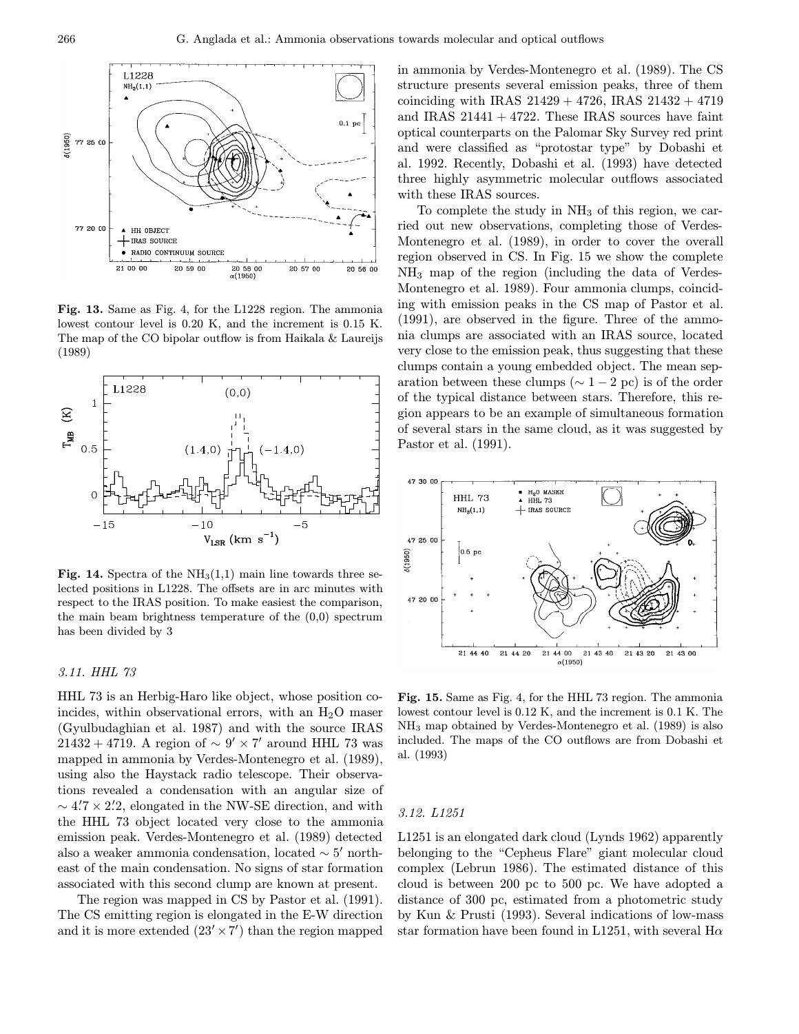**Fig. 13.** Same as Fig. 4, for the L1228 region. The ammonia lowest contour level is 0.20 K, and the increment is 0.15 K. The map of the CO bipolar outflow is from Haikala & Laureijs (1989)

**Fig. 14.** Spectra of the $NH_3(1,1)$ main line towards three selected positions in L1228. The offsets are in arc minutes with respect to the IRAS position. To make easiest the comparison, the main beam brightness temperature of the (0,0) spectrum has been divided by 3

### 3.11. HHL 73

HHL 73 is an Herbig-Haro like object, whose position coincides, within observational errors, with an $H_2O$ maser (Gyulbudaghian et al. 1987) and with the source IRAS 21432 + 4719. A region of $\sim 9' \times 7'$ around HHL 73 was mapped in ammonia by Verdes-Montenegro et al. (1989), using also the Haystack radio telescope. Their observations revealed a condensation with an angular size of $\sim 4\rlap{.}'7 \times 2\rlap{.}'2$, elongated in the NW-SE direction, and with the HHL 73 object located very close to the ammonia emission peak. Verdes-Montenegro et al. (1989) detected also a weaker ammonia condensation, located $\sim 5'$ northeast of the main condensation. No signs of star formation associated with this second clump are known at present.

The region was mapped in CS by Pastor et al. (1991). The CS emitting region is elongated in the E-W direction and it is more extended $(23' \times 7')$ than the region mapped in ammonia by Verdes-Montenegro et al. (1989). The CS structure presents several emission peaks, three of them coinciding with IRAS 21429 + 4726, IRAS 21432 + 4719 and IRAS 21441 + 4722. These IRAS sources have faint optical counterparts on the Palomar Sky Survey red print and were classified as "protostar type" by Dobashi et al. 1992. Recently, Dobashi et al. (1993) have detected three highly asymmetric molecular outflows associated with these IRAS sources.

To complete the study in $NH_3$ of this region, we carried out new observations, completing those of Verdes-Montenegro et al. (1989), in order to cover the overall region observed in CS. In Fig. 15 we show the complete $NH_3$ map of the region (including the data of Verdes-Montenegro et al. 1989). Four ammonia clumps, coinciding with emission peaks in the CS map of Pastor et al. (1991), are observed in the figure. Three of the ammonia clumps are associated with an IRAS source, located very close to the emission peak, thus suggesting that these clumps contain a young embedded object. The mean separation between these clumps ($\sim 1-2$ pc) is of the order of the typical distance between stars. Therefore, this region appears to be an example of simultaneous formation of several stars in the same cloud, as it was suggested by Pastor et al. (1991).

**Fig. 15.** Same as Fig. 4, for the HHL 73 region. The ammonia lowest contour level is 0.12 K, and the increment is 0.1 K. The $NH_3$ map obtained by Verdes-Montenegro et al. (1989) is also included. The maps of the CO outflows are from Dobashi et al. (1993)

### 3.12. L1251

L1251 is an elongated dark cloud (Lynds 1962) apparently belonging to the "Cepheus Flare" giant molecular cloud complex (Lebrun 1986). The estimated distance of this cloud is between 200 pc to 500 pc. We have adopted a distance of 300 pc, estimated from a photometric study by Kun & Prusti (1993). Several indications of low-mass star formation have been found in L1251, with several Hα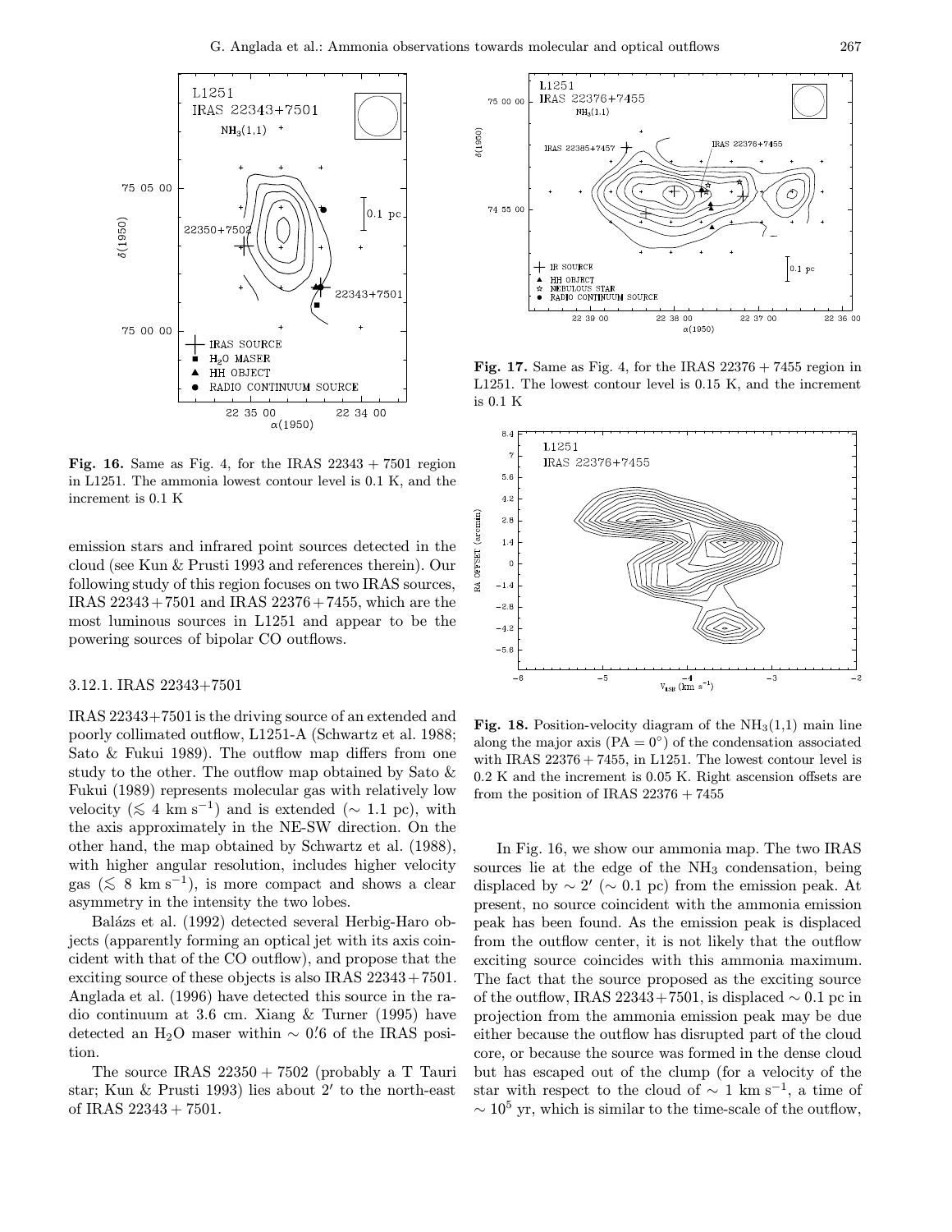**Fig. 16.** Same as Fig. 4, for the IRAS 22343 + 7501 region in L1251. The ammonia lowest contour level is 0.1 K, and the increment is 0.1 K

**Fig. 17.** Same as Fig. 4, for the IRAS 22376 + 7455 region in L1251. The lowest contour level is 0.15 K, and the increment is 0.1 K

**Fig. 18.** Position-velocity diagram of the $NH_3$(1,1) main line along the major axis (PA = 0°) of the condensation associated with IRAS 22376 + 7455, in L1251. The lowest contour level is 0.2 K and the increment is 0.05 K. Right ascension offsets are from the position of IRAS 22376 + 7455

emission stars and infrared point sources detected in the cloud (see Kun & Prusti 1993 and references therein). Our following study of this region focuses on two IRAS sources, IRAS 22343+7501 and IRAS 22376+7455, which are the most luminous sources in L1251 and appear to be the powering sources of bipolar CO outflows.

### 3.12.1. IRAS 22343+7501

IRAS 22343+7501 is the driving source of an extended and poorly collimated outflow, L1251-A (Schwartz et al. 1988; Sato & Fukui 1989). The outflow map differs from one study to the other. The outflow map obtained by Sato & Fukui (1989) represents molecular gas with relatively low velocity ($\lesssim$ 4 km s$^{-1}$) and is extended ($\sim$ 1.1 pc), with the axis approximately in the NE-SW direction. On the other hand, the map obtained by Schwartz et al. (1988), with higher angular resolution, includes higher velocity gas ($\lesssim$ 8 km s$^{-1}$), is more compact and shows a clear asymmetry in the intensity the two lobes.

Balázs et al. (1992) detected several Herbig-Haro objects (apparently forming an optical jet with its axis coincident with that of the CO outflow), and propose that the exciting source of these objects is also IRAS 22343+7501. Anglada et al. (1996) have detected this source in the radio continuum at 3.6 cm. Xiang & Turner (1995) have detected an $H_2O$ maser within $\sim$ 0.′6 of the IRAS position.

The source IRAS 22350 + 7502 (probably a T Tauri star; Kun & Prusti 1993) lies about 2′ to the north-east of IRAS 22343 + 7501.

In Fig. 16, we show our ammonia map. The two IRAS sources lie at the edge of the $NH_3$ condensation, being displaced by $\sim$ 2′ ($\sim$ 0.1 pc) from the emission peak. At present, no source coincident with the ammonia emission peak has been found. As the emission peak is displaced from the outflow center, it is not likely that the outflow exciting source coincides with this ammonia maximum. The fact that the source proposed as the exciting source of the outflow, IRAS 22343+7501, is displaced $\sim$ 0.1 pc in projection from the ammonia emission peak may be due either because the outflow has disrupted part of the cloud core, or because the source was formed in the dense cloud but has escaped out of the clump (for a velocity of the star with respect to the cloud of $\sim$ 1 km s$^{-1}$, a time of $\sim 10^5$ yr, which is similar to the time-scale of the outflow,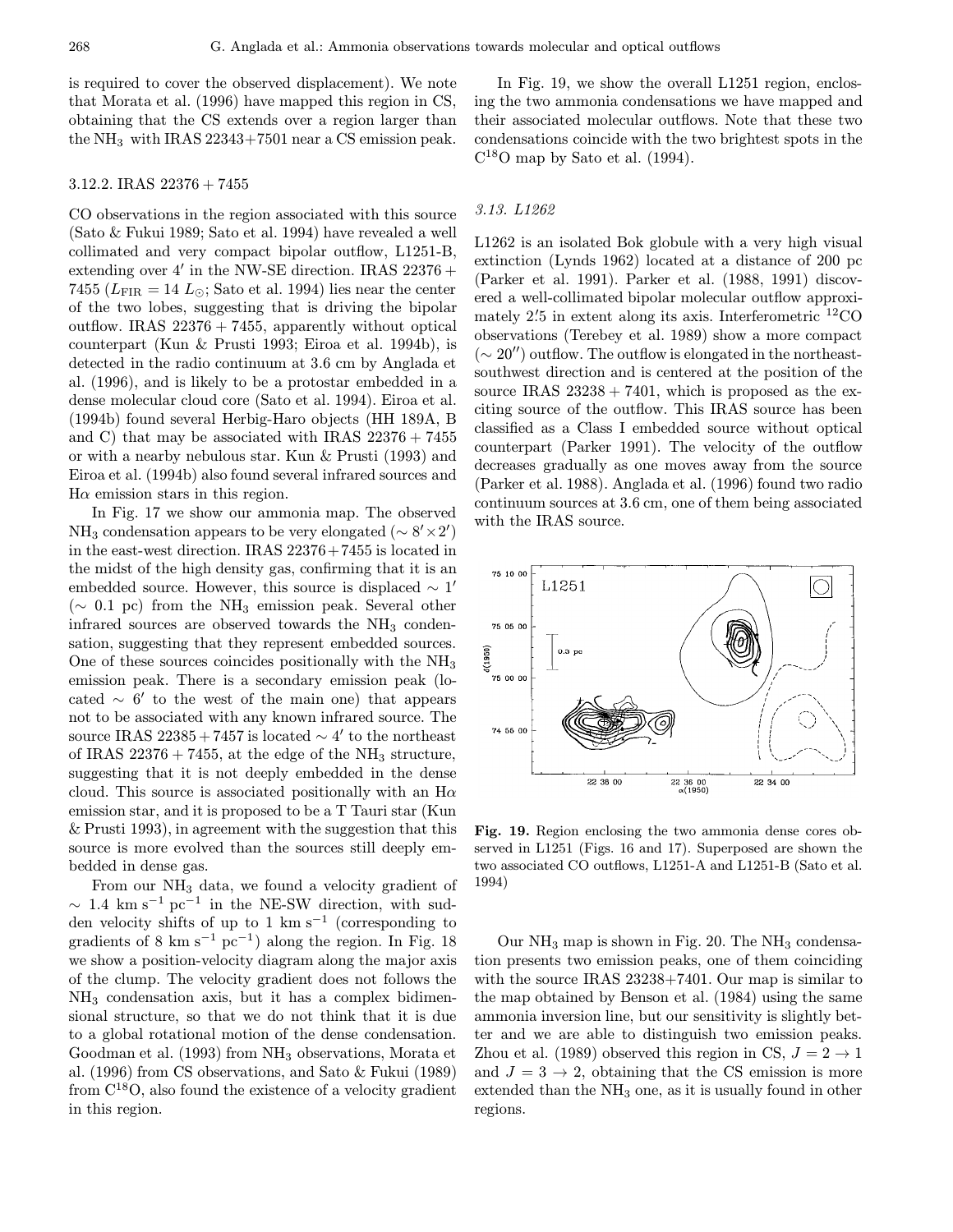is required to cover the observed displacement). We note that Morata et al. (1996) have mapped this region in CS, obtaining that the CS extends over a region larger than the $NH_3$ with IRAS 22343+7501 near a CS emission peak.

#### 3.12.2. IRAS 22376 + 7455

CO observations in the region associated with this source (Sato & Fukui 1989; Sato et al. 1994) have revealed a well collimated and very compact bipolar outflow, L1251-B, extending over $4'$ in the NW-SE direction. IRAS 22376 + 7455 ($L_{FIR} = 14\ L_\odot$; Sato et al. 1994) lies near the center of the two lobes, suggesting that is driving the bipolar outflow. IRAS 22376 + 7455, apparently without optical counterpart (Kun & Prusti 1993; Eiroa et al. 1994b), is detected in the radio continuum at 3.6 cm by Anglada et al. (1996), and is likely to be a protostar embedded in a dense molecular cloud core (Sato et al. 1994). Eiroa et al. (1994b) found several Herbig-Haro objects (HH 189A, B and C) that may be associated with IRAS 22376 + 7455 or with a nearby nebulous star. Kun & Prusti (1993) and Eiroa et al. (1994b) also found several infrared sources and $H\alpha$ emission stars in this region.

In Fig. 17 we show our ammonia map. The observed $NH_3$ condensation appears to be very elongated ($\sim 8' \times 2'$) in the east-west direction. IRAS 22376+7455 is located in the midst of the high density gas, confirming that it is an embedded source. However, this source is displaced $\sim 1'$ ($\sim$ 0.1 pc) from the $NH_3$ emission peak. Several other infrared sources are observed towards the $NH_3$ condensation, suggesting that they represent embedded sources. One of these sources coincides positionally with the $NH_3$ emission peak. There is a secondary emission peak (located $\sim 6'$ to the west of the main one) that appears not to be associated with any known infrared source. The source IRAS 22385 + 7457 is located $\sim 4'$ to the northeast of IRAS 22376 + 7455, at the edge of the $NH_3$ structure, suggesting that it is not deeply embedded in the dense cloud. This source is associated positionally with an $H\alpha$ emission star, and it is proposed to be a T Tauri star (Kun & Prusti 1993), in agreement with the suggestion that this source is more evolved than the sources still deeply embedded in dense gas.

From our $NH_3$ data, we found a velocity gradient of $\sim$ 1.4 km s$^{-1}$ pc$^{-1}$ in the NE-SW direction, with sudden velocity shifts of up to 1 km s$^{-1}$ (corresponding to gradients of 8 km s$^{-1}$ pc$^{-1}$) along the region. In Fig. 18 we show a position-velocity diagram along the major axis of the clump. The velocity gradient does not follows the $NH_3$ condensation axis, but it has a complex bidimensional structure, so that we do not think that it is due to a global rotational motion of the dense condensation. Goodman et al. (1993) from $NH_3$ observations, Morata et al. (1996) from CS observations, and Sato & Fukui (1989) from $C^{18}O$, also found the existence of a velocity gradient in this region.

In Fig. 19, we show the overall L1251 region, enclosing the two ammonia condensations we have mapped and their associated molecular outflows. Note that these two condensations coincide with the two brightest spots in the $C^{18}O$ map by Sato et al. (1994).

### 3.13. L1262

L1262 is an isolated Bok globule with a very high visual extinction (Lynds 1962) located at a distance of 200 pc (Parker et al. 1991). Parker et al. (1988, 1991) discovered a well-collimated bipolar molecular outflow approximately $2.'5$ in extent along its axis. Interferometric $^{12}CO$ observations (Terebey et al. 1989) show a more compact ($\sim 20''$) outflow. The outflow is elongated in the northeast-southwest direction and is centered at the position of the source IRAS 23238 + 7401, which is proposed as the exciting source of the outflow. This IRAS source has been classified as a Class I embedded source without optical counterpart (Parker 1991). The velocity of the outflow decreases gradually as one moves away from the source (Parker et al. 1988). Anglada et al. (1996) found two radio continuum sources at 3.6 cm, one of them being associated with the IRAS source.

**Fig. 19.** Region enclosing the two ammonia dense cores observed in L1251 (Figs. 16 and 17). Superposed are shown the two associated CO outflows, L1251-A and L1251-B (Sato et al. 1994)

Our $NH_3$ map is shown in Fig. 20. The $NH_3$ condensation presents two emission peaks, one of them coinciding with the source IRAS 23238+7401. Our map is similar to the map obtained by Benson et al. (1984) using the same ammonia inversion line, but our sensitivity is slightly better and we are able to distinguish two emission peaks. Zhou et al. (1989) observed this region in CS, $J = 2 \rightarrow 1$ and $J = 3 \rightarrow 2$, obtaining that the CS emission is more extended than the $NH_3$ one, as it is usually found in other regions.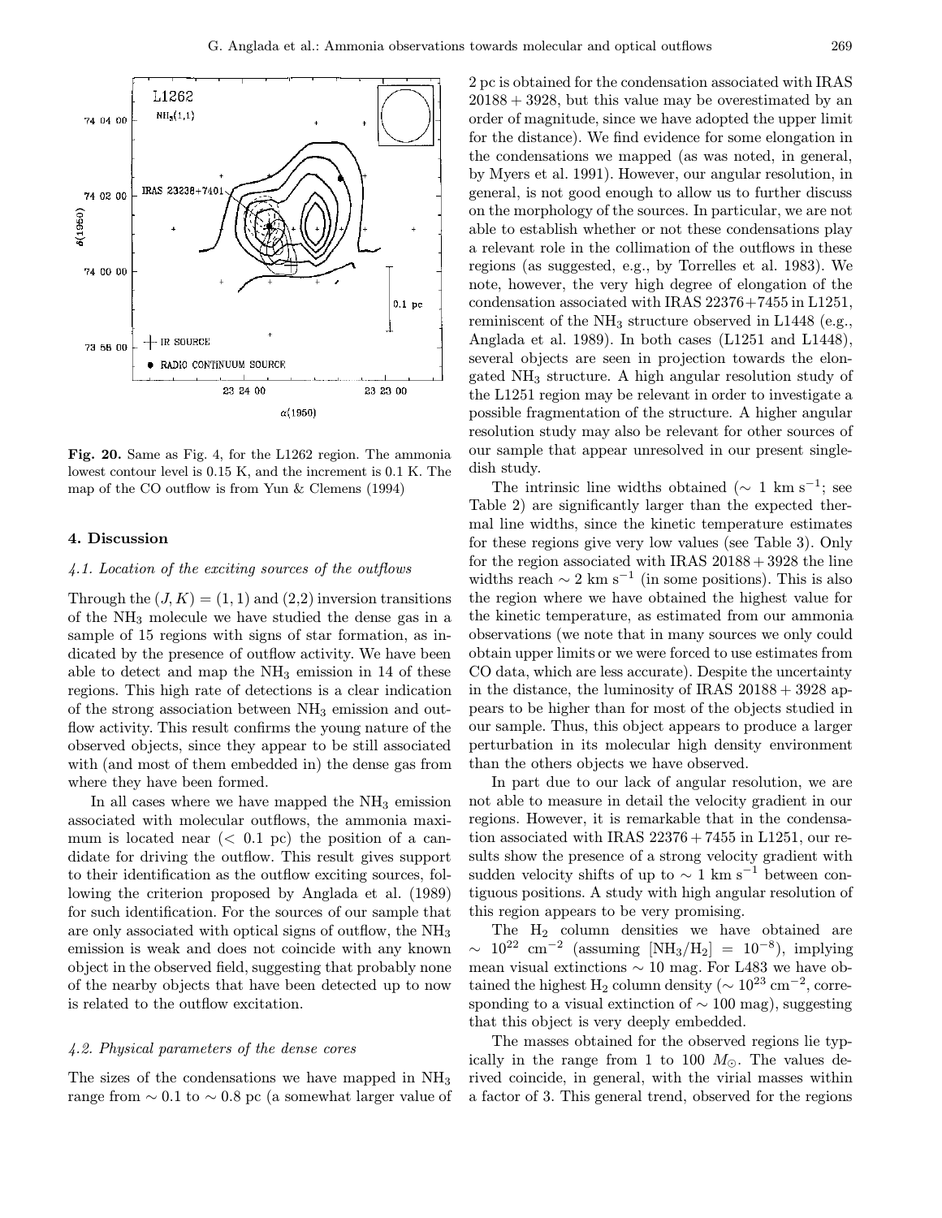**Fig. 20.** Same as Fig. 4, for the L1262 region. The ammonia lowest contour level is 0.15 K, and the increment is 0.1 K. The map of the CO outflow is from Yun & Clemens (1994)

## 4. Discussion

### 4.1. Location of the exciting sources of the outflows

Through the $(J, K) = (1,1)$ and (2,2) inversion transitions of the $NH_3$ molecule we have studied the dense gas in a sample of 15 regions with signs of star formation, as indicated by the presence of outflow activity. We have been able to detect and map the $NH_3$ emission in 14 of these regions. This high rate of detections is a clear indication of the strong association between $NH_3$ emission and outflow activity. This result confirms the young nature of the observed objects, since they appear to be still associated with (and most of them embedded in) the dense gas from where they have been formed.

In all cases where we have mapped the $NH_3$ emission associated with molecular outflows, the ammonia maximum is located near ($< 0.1$ pc) the position of a candidate for driving the outflow. This result gives support to their identification as the outflow exciting sources, following the criterion proposed by Anglada et al. (1989) for such identification. For the sources of our sample that are only associated with optical signs of outflow, the $NH_3$ emission is weak and does not coincide with any known object in the observed field, suggesting that probably none of the nearby objects that have been detected up to now is related to the outflow excitation.

### 4.2. Physical parameters of the dense cores

The sizes of the condensations we have mapped in $NH_3$ range from $\sim 0.1$ to $\sim 0.8$ pc (a somewhat larger value of 2 pc is obtained for the condensation associated with IRAS $20188+3928$, but this value may be overestimated by an order of magnitude, since we have adopted the upper limit for the distance). We find evidence for some elongation in the condensations we mapped (as was noted, in general, by Myers et al. 1991). However, our angular resolution, in general, is not good enough to allow us to further discuss on the morphology of the sources. In particular, we are not able to establish whether or not these condensations play a relevant role in the collimation of the outflows in these regions (as suggested, e.g., by Torrelles et al. 1983). We note, however, the very high degree of elongation of the condensation associated with IRAS $22376+7455$ in L1251, reminiscent of the $NH_3$ structure observed in L1448 (e.g., Anglada et al. 1989). In both cases (L1251 and L1448), several objects are seen in projection towards the elongated $NH_3$ structure. A high angular resolution study of the L1251 region may be relevant in order to investigate a possible fragmentation of the structure. A higher angular resolution study may also be relevant for other sources of our sample that appear unresolved in our present single-dish study.

The intrinsic line widths obtained ($\sim 1$ km s$^{-1}$; see Table 2) are significantly larger than the expected thermal line widths, since the kinetic temperature estimates for these regions give very low values (see Table 3). Only for the region associated with IRAS $20188+3928$ the line widths reach $\sim 2$ km s$^{-1}$ (in some positions). This is also the region where we have obtained the highest value for the kinetic temperature, as estimated from our ammonia observations (we note that in many sources we only could obtain upper limits or we were forced to use estimates from CO data, which are less accurate). Despite the uncertainty in the distance, the luminosity of IRAS $20188+3928$ appears to be higher than for most of the objects studied in our sample. Thus, this object appears to produce a larger perturbation in its molecular high density environment than the others objects we have observed.

In part due to our lack of angular resolution, we are not able to measure in detail the velocity gradient in our regions. However, it is remarkable that in the condensation associated with IRAS $22376+7455$ in L1251, our results show the presence of a strong velocity gradient with sudden velocity shifts of up to $\sim 1$ km s$^{-1}$ between contiguous positions. A study with high angular resolution of this region appears to be very promising.

The $H_2$ column densities we have obtained are $\sim 10^{22}$ cm$^{-2}$ (assuming $[NH_3/H_2] = 10^{-8}$), implying mean visual extinctions $\sim 10$ mag. For L483 we have obtained the highest $H_2$ column density ($\sim 10^{23}$ cm$^{-2}$, corresponding to a visual extinction of $\sim 100$ mag), suggesting that this object is very deeply embedded.

The masses obtained for the observed regions lie typically in the range from 1 to 100 $M_\odot$. The values derived coincide, in general, with the virial masses within a factor of 3. This general trend, observed for the regions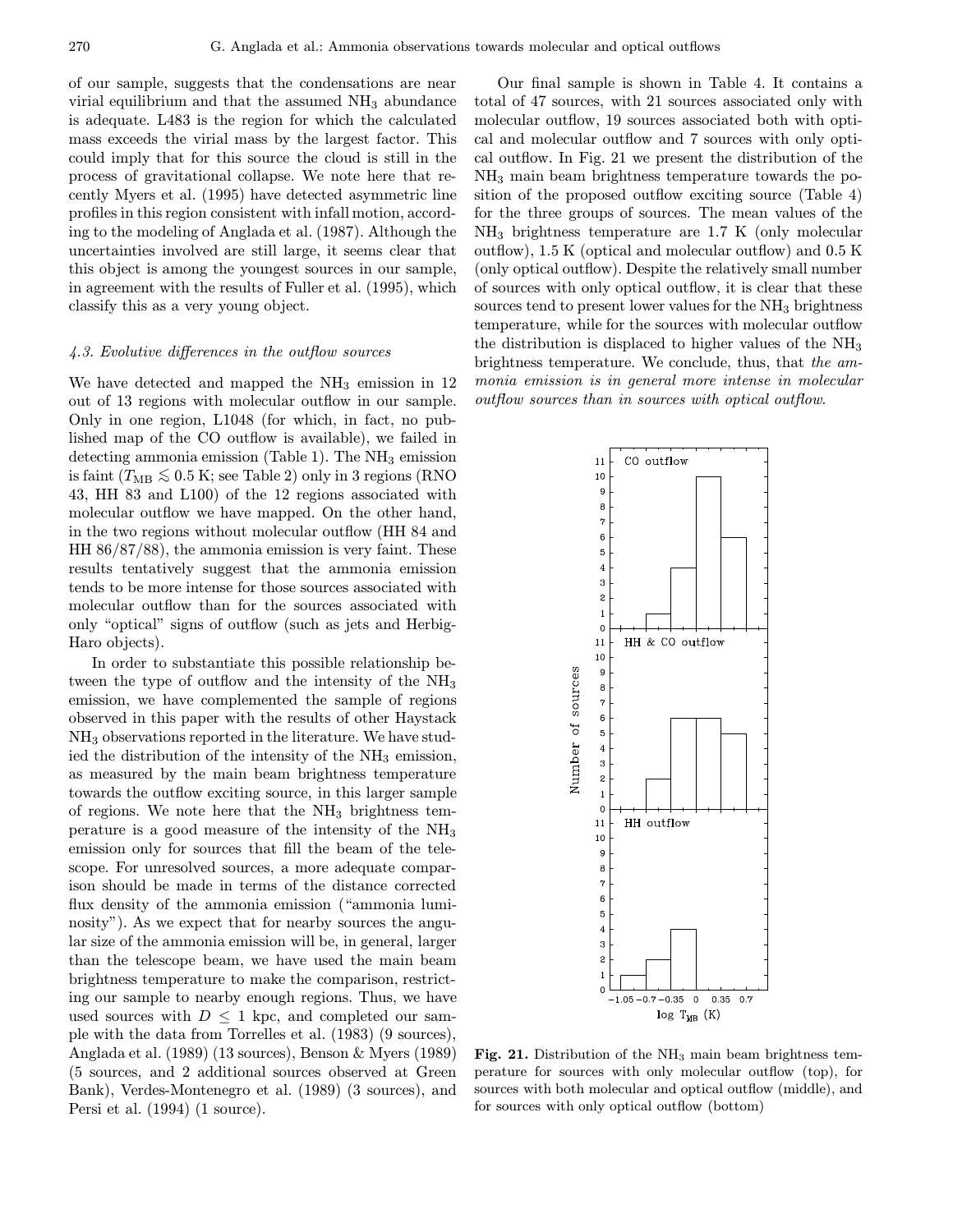of our sample, suggests that the condensations are near virial equilibrium and that the assumed $NH_3$ abundance is adequate. L483 is the region for which the calculated mass exceeds the virial mass by the largest factor. This could imply that for this source the cloud is still in the process of gravitational collapse. We note here that recently Myers et al. (1995) have detected asymmetric line profiles in this region consistent with infall motion, according to the modeling of Anglada et al. (1987). Although the uncertainties involved are still large, it seems clear that this object is among the youngest sources in our sample, in agreement with the results of Fuller et al. (1995), which classify this as a very young object.

### *4.3. Evolutive differences in the outflow sources*

We have detected and mapped the $NH_3$ emission in 12 out of 13 regions with molecular outflow in our sample. Only in one region, L1048 (for which, in fact, no published map of the CO outflow is available), we failed in detecting ammonia emission (Table 1). The $NH_3$ emission is faint ($T_{\rm MB} \lesssim 0.5$ K; see Table 2) only in 3 regions (RNO 43, HH 83 and L100) of the 12 regions associated with molecular outflow we have mapped. On the other hand, in the two regions without molecular outflow (HH 84 and HH 86/87/88), the ammonia emission is very faint. These results tentatively suggest that the ammonia emission tends to be more intense for those sources associated with molecular outflow than for the sources associated with only "optical" signs of outflow (such as jets and Herbig-Haro objects).

In order to substantiate this possible relationship between the type of outflow and the intensity of the $NH_3$ emission, we have complemented the sample of regions observed in this paper with the results of other Haystack $NH_3$ observations reported in the literature. We have studied the distribution of the intensity of the $NH_3$ emission, as measured by the main beam brightness temperature towards the outflow exciting source, in this larger sample of regions. We note here that the $NH_3$ brightness temperature is a good measure of the intensity of the $NH_3$ emission only for sources that fill the beam of the telescope. For unresolved sources, a more adequate comparison should be made in terms of the distance corrected flux density of the ammonia emission ("ammonia luminosity"). As we expect that for nearby sources the angular size of the ammonia emission will be, in general, larger than the telescope beam, we have used the main beam brightness temperature to make the comparison, restricting our sample to nearby enough regions. Thus, we have used sources with $D \leq 1$ kpc, and completed our sample with the data from Torrelles et al. (1983) (9 sources), Anglada et al. (1989) (13 sources), Benson & Myers (1989) (5 sources, and 2 additional sources observed at Green Bank), Verdes-Montenegro et al. (1989) (3 sources), and Persi et al. (1994) (1 source).

Our final sample is shown in Table 4. It contains a total of 47 sources, with 21 sources associated only with molecular outflow, 19 sources associated both with optical and molecular outflow and 7 sources with only optical outflow. In Fig. 21 we present the distribution of the $NH_3$ main beam brightness temperature towards the position of the proposed outflow exciting source (Table 4) for the three groups of sources. The mean values of the $NH_3$ brightness temperature are 1.7 K (only molecular outflow), 1.5 K (optical and molecular outflow) and 0.5 K (only optical outflow). Despite the relatively small number of sources with only optical outflow, it is clear that these sources tend to present lower values for the $NH_3$ brightness temperature, while for the sources with molecular outflow the distribution is displaced to higher values of the $NH_3$ brightness temperature. We conclude, thus, that *the ammonia emission is in general more intense in molecular outflow sources than in sources with optical outflow*.

**Fig. 21.** Distribution of the $NH_3$ main beam brightness temperature for sources with only molecular outflow (top), for sources with both molecular and optical outflow (middle), and for sources with only optical outflow (bottom)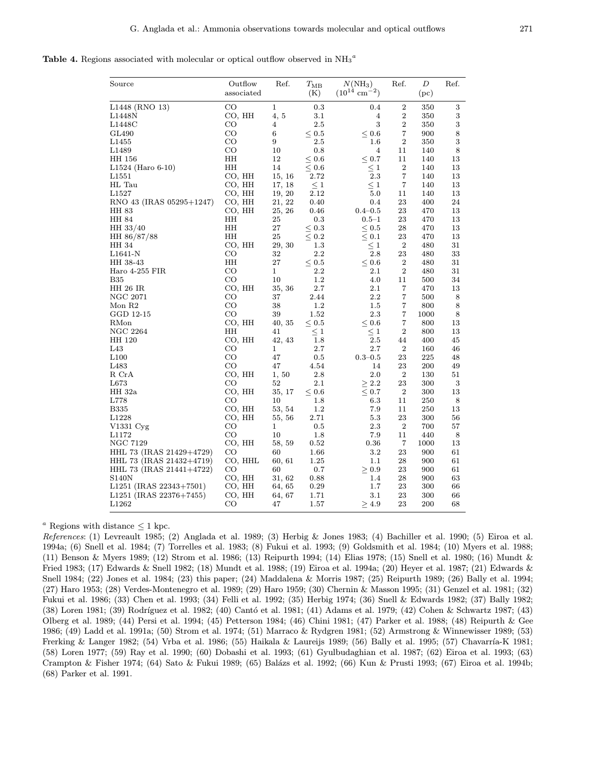**Table 4.** Regions associated with molecular or optical outflow observed in $NH_3$[a]

| Source | Outflow associated | Ref. | $T_{MB}$ (K) | $N(NH_3)$ ($10^{14}$ cm$^{-2}$) | Ref. | $D$ (pc) | Ref. |
|---|---|---|---|---|---|---|---|
| L1448 (RNO 13) | CO | 1 | 0.3 | 0.4 | 2 | 350 | 3 |
| L1448N | CO, HH | 4, 5 | 3.1 | 4 | 2 | 350 | 3 |
| L1448C | CO | 4 | 2.5 | 3 | 2 | 350 | 3 |
| GL490 | CO | 6 | $\leq 0.5$ | $\leq 0.6$ | 7 | 900 | 8 |
| L1455 | CO | 9 | 2.5 | 1.6 | 2 | 350 | 3 |
| L1489 | CO | 10 | 0.8 | 4 | 11 | 140 | 8 |
| HH 156 | HH | 12 | $\leq 0.6$ | $\leq 0.7$ | 11 | 140 | 13 |
| L1524 (Haro 6-10) | HH | 14 | $\leq 0.6$ | $\leq 1$ | 2 | 140 | 13 |
| L1551 | CO, HH | 15, 16 | 2.72 | 2.3 | 7 | 140 | 13 |
| HL Tau | CO, HH | 17, 18 | $\leq 1$ | $\leq 1$ | 7 | 140 | 13 |
| L1527 | CO, HH | 19, 20 | 2.12 | 5.0 | 11 | 140 | 13 |
| RNO 43 (IRAS 05295+1247) | CO, HH | 21, 22 | 0.40 | 0.4 | 23 | 400 | 24 |
| HH 83 | CO, HH | 25, 26 | 0.46 | 0.4–0.5 | 23 | 470 | 13 |
| HH 84 | HH | 25 | 0.3 | 0.5–1 | 23 | 470 | 13 |
| HH 33/40 | HH | 27 | $\leq 0.3$ | $\leq 0.5$ | 28 | 470 | 13 |
| HH 86/87/88 | HH | 25 | $\leq 0.2$ | $\leq 0.1$ | 23 | 470 | 13 |
| HH 34 | CO, HH | 29, 30 | 1.3 | $\leq 1$ | 2 | 480 | 31 |
| L1641-N | CO | 32 | 2.2 | 2.8 | 23 | 480 | 33 |
| HH 38-43 | HH | 27 | $\leq 0.5$ | $\leq 0.6$ | 2 | 480 | 31 |
| Haro 4-255 FIR | CO | 1 | 2.2 | 2.1 | 2 | 480 | 31 |
| B35 | CO | 10 | 1.2 | 4.0 | 11 | 500 | 34 |
| HH 26 IR | CO, HH | 35, 36 | 2.7 | 2.1 | 7 | 470 | 13 |
| NGC 2071 | CO | 37 | 2.44 | 2.2 | 7 | 500 | 8 |
| Mon R2 | CO | 38 | 1.2 | 1.5 | 7 | 800 | 8 |
| GGD 12-15 | CO | 39 | 1.52 | 2.3 | 7 | 1000 | 8 |
| RMon | CO, HH | 40, 35 | $\leq 0.5$ | $\leq 0.6$ | 7 | 800 | 13 |
| NGC 2264 | HH | 41 | $\leq 1$ | $\leq 1$ | 2 | 800 | 13 |
| HH 120 | CO, HH | 42, 43 | 1.8 | 2.5 | 44 | 400 | 45 |
| L43 | CO | 1 | 2.7 | 2.7 | 2 | 160 | 46 |
| L100 | CO | 47 | 0.5 | 0.3–0.5 | 23 | 225 | 48 |
| L483 | CO | 47 | 4.54 | 14 | 23 | 200 | 49 |
| R CrA | CO, HH | 1, 50 | 2.8 | 2.0 | 2 | 130 | 51 |
| L673 | CO | 52 | 2.1 | $\geq 2.2$ | 23 | 300 | 3 |
| HH 32a | CO, HH | 35, 17 | $\leq 0.6$ | $\leq 0.7$ | 2 | 300 | 13 |
| L778 | CO | 10 | 1.8 | 6.3 | 11 | 250 | 8 |
| B335 | CO, HH | 53, 54 | 1.2 | 7.9 | 11 | 250 | 13 |
| L1228 | CO, HH | 55, 56 | 2.71 | 5.3 | 23 | 300 | 56 |
| V1331 Cyg | CO | 1 | 0.5 | 2.3 | 2 | 700 | 57 |
| L1172 | CO | 10 | 1.8 | 7.9 | 11 | 440 | 8 |
| NGC 7129 | CO, HH | 58, 59 | 0.52 | 0.36 | 7 | 1000 | 13 |
| HHL 73 (IRAS 21429+4729) | CO | 60 | 1.66 | 3.2 | 23 | 900 | 61 |
| HHL 73 (IRAS 21432+4719) | CO, HHL | 60, 61 | 1.25 | 1.1 | 28 | 900 | 61 |
| HHL 73 (IRAS 21441+4722) | CO | 60 | 0.7 | $\geq 0.9$ | 23 | 900 | 61 |
| S140N | CO, HH | 31, 62 | 0.88 | 1.4 | 28 | 900 | 63 |
| L1251 (IRAS 22343+7501) | CO, HH | 64, 65 | 0.29 | 1.7 | 23 | 300 | 66 |
| L1251 (IRAS 22376+7455) | CO, HH | 64, 67 | 1.71 | 3.1 | 23 | 300 | 66 |
| L1262 | CO | 47 | 1.57 | $\geq 4.9$ | 23 | 200 | 68 |

[a] Regions with distance $\leq 1$ kpc.

*References*: (1) Levreault 1985; (2) Anglada et al. 1989; (3) Herbig & Jones 1983; (4) Bachiller et al. 1990; (5) Eiroa et al. 1994a; (6) Snell et al. 1984; (7) Torrelles et al. 1983; (8) Fukui et al. 1993; (9) Goldsmith et al. 1984; (10) Myers et al. 1988; (11) Benson & Myers 1989; (12) Strom et al. 1986; (13) Reipurth 1994; (14) Elias 1978; (15) Snell et al. 1980; (16) Mundt & Fried 1983; (17) Edwards & Snell 1982; (18) Mundt et al. 1988; (19) Eiroa et al. 1994a; (20) Heyer et al. 1987; (21) Edwards & Snell 1984; (22) Jones et al. 1984; (23) this paper; (24) Maddalena & Morris 1987; (25) Reipurth 1989; (26) Bally et al. 1994; (27) Haro 1953; (28) Verdes-Montenegro et al. 1989; (29) Haro 1959; (30) Chernin & Masson 1995; (31) Genzel et al. 1981; (32) Fukui et al. 1986; (33) Chen et al. 1993; (34) Felli et al. 1992; (35) Herbig 1974; (36) Snell & Edwards 1982; (37) Bally 1982; (38) Loren 1981; (39) Rodríguez et al. 1982; (40) Cantó et al. 1981; (41) Adams et al. 1979; (42) Cohen & Schwartz 1987; (43) Olberg et al. 1989; (44) Persi et al. 1994; (45) Petterson 1984; (46) Chini 1981; (47) Parker et al. 1988; (48) Reipurth & Gee 1986; (49) Ladd et al. 1991a; (50) Strom et al. 1974; (51) Marraco & Rydgren 1981; (52) Armstrong & Winnewisser 1989; (53) Frerking & Langer 1982; (54) Vrba et al. 1986; (55) Haikala & Laureijs 1989; (56) Bally et al. 1995; (57) Chavarría-K 1981; (58) Loren 1977; (59) Ray et al. 1990; (60) Dobashi et al. 1993; (61) Gyulbudaghian et al. 1987; (62) Eiroa et al. 1993; (63) Crampton & Fisher 1974; (64) Sato & Fukui 1989; (65) Balázs et al. 1992; (66) Kun & Prusti 1993; (67) Eiroa et al. 1994b; (68) Parker et al. 1991.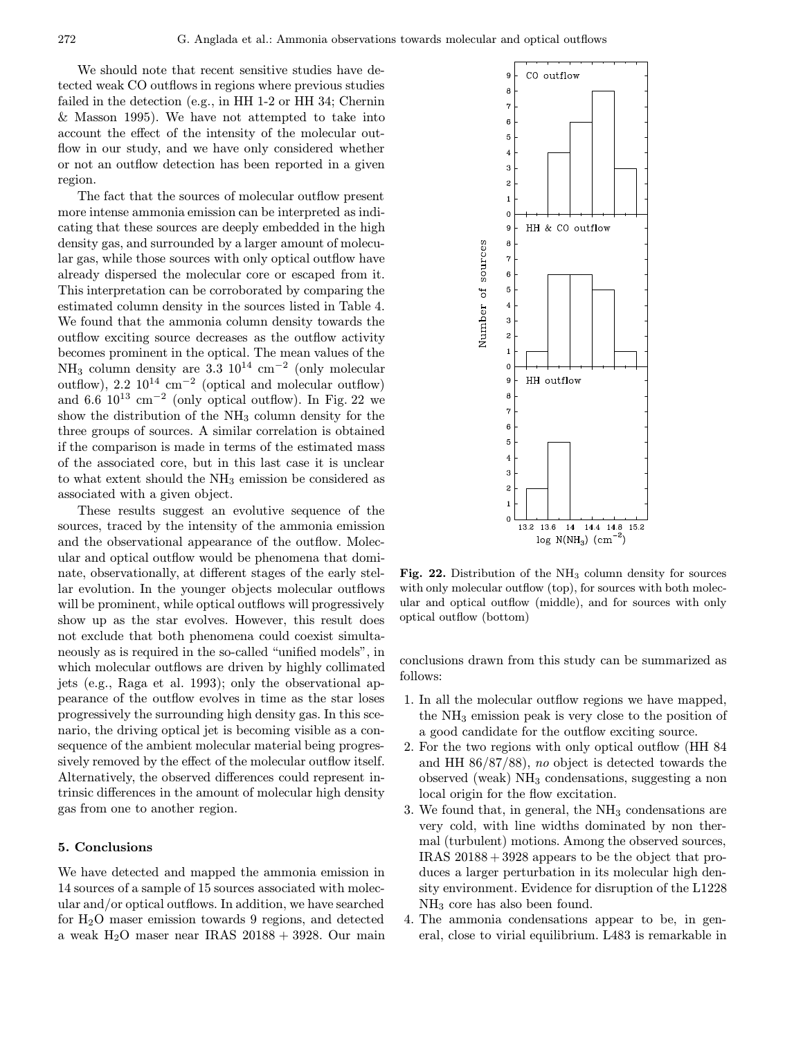We should note that recent sensitive studies have detected weak CO outflows in regions where previous studies failed in the detection (e.g., in HH 1-2 or HH 34; Chernin & Masson 1995). We have not attempted to take into account the effect of the intensity of the molecular outflow in our study, and we have only considered whether or not an outflow detection has been reported in a given region.

The fact that the sources of molecular outflow present more intense ammonia emission can be interpreted as indicating that these sources are deeply embedded in the high density gas, and surrounded by a larger amount of molecular gas, while those sources with only optical outflow have already dispersed the molecular core or escaped from it. This interpretation can be corroborated by comparing the estimated column density in the sources listed in Table 4. We found that the ammonia column density towards the outflow exciting source decreases as the outflow activity becomes prominent in the optical. The mean values of the $NH_3$ column density are $3.3\ 10^{14}$ cm$^{-2}$ (only molecular outflow), $2.2\ 10^{14}$ cm$^{-2}$ (optical and molecular outflow) and $6.6\ 10^{13}$ cm$^{-2}$ (only optical outflow). In Fig. 22 we show the distribution of the $NH_3$ column density for the three groups of sources. A similar correlation is obtained if the comparison is made in terms of the estimated mass of the associated core, but in this last case it is unclear to what extent should the $NH_3$ emission be considered as associated with a given object.

These results suggest an evolutive sequence of the sources, traced by the intensity of the ammonia emission and the observational appearance of the outflow. Molecular and optical outflow would be phenomena that dominate, observationally, at different stages of the early stellar evolution. In the younger objects molecular outflows will be prominent, while optical outflows will progressively show up as the star evolves. However, this result does not exclude that both phenomena could coexist simultaneously as is required in the so-called "unified models", in which molecular outflows are driven by highly collimated jets (e.g., Raga et al. 1993); only the observational appearance of the outflow evolves in time as the star loses progressively the surrounding high density gas. In this scenario, the driving optical jet is becoming visible as a consequence of the ambient molecular material being progressively removed by the effect of the molecular outflow itself. Alternatively, the observed differences could represent intrinsic differences in the amount of molecular high density gas from one to another region.

**Fig. 22.** Distribution of the $NH_3$ column density for sources with only molecular outflow (top), for sources with both molecular and optical outflow (middle), and for sources with only optical outflow (bottom)

## 5. Conclusions

We have detected and mapped the ammonia emission in 14 sources of a sample of 15 sources associated with molecular and/or optical outflows. In addition, we have searched for $H_2O$ maser emission towards 9 regions, and detected a weak $H_2O$ maser near IRAS 20188 + 3928. Our main conclusions drawn from this study can be summarized as follows:

1. In all the molecular outflow regions we have mapped, the $NH_3$ emission peak is very close to the position of a good candidate for the outflow exciting source.
2. For the two regions with only optical outflow (HH 84 and HH 86/87/88), *no* object is detected towards the observed (weak) $NH_3$ condensations, suggesting a non local origin for the flow excitation.
3. We found that, in general, the $NH_3$ condensations are very cold, with line widths dominated by non thermal (turbulent) motions. Among the observed sources, IRAS 20188 + 3928 appears to be the object that produces a larger perturbation in its molecular high density environment. Evidence for disruption of the L1228 $NH_3$ core has also been found.
4. The ammonia condensations appear to be, in general, close to virial equilibrium. L483 is remarkable in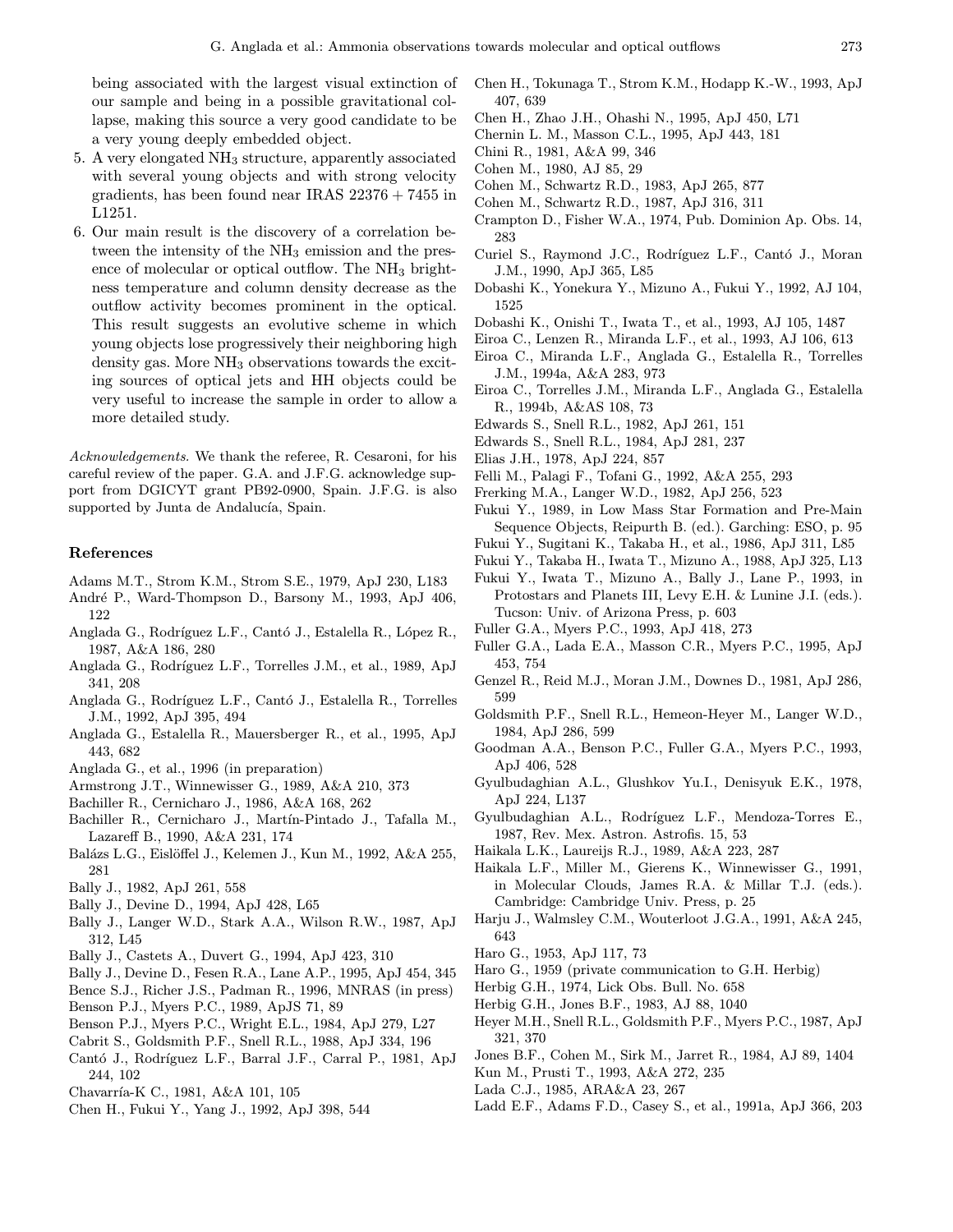being associated with the largest visual extinction of our sample and being in a possible gravitational collapse, making this source a very good candidate to be a very young deeply embedded object.

5. A very elongated $NH_3$ structure, apparently associated with several young objects and with strong velocity gradients, has been found near IRAS 22376 + 7455 in L1251.
6. Our main result is the discovery of a correlation between the intensity of the $NH_3$ emission and the presence of molecular or optical outflow. The $NH_3$ brightness temperature and column density decrease as the outflow activity becomes prominent in the optical. This result suggests an evolutive scheme in which young objects lose progressively their neighboring high density gas. More $NH_3$ observations towards the exciting sources of optical jets and HH objects could be very useful to increase the sample in order to allow a more detailed study.

*Acknowledgements.* We thank the referee, R. Cesaroni, for his careful review of the paper. G.A. and J.F.G. acknowledge support from DGICYT grant PB92-0900, Spain. J.F.G. is also supported by Junta de Andalucía, Spain.

## References

Adams M.T., Strom K.M., Strom S.E., 1979, ApJ 230, L183
André P., Ward-Thompson D., Barsony M., 1993, ApJ 406, 122
Anglada G., Rodríguez L.F., Cantó J., Estalella R., López R., 1987, A&A 186, 280
Anglada G., Rodríguez L.F., Torrelles J.M., et al., 1989, ApJ 341, 208
Anglada G., Rodríguez L.F., Cantó J., Estalella R., Torrelles J.M., 1992, ApJ 395, 494
Anglada G., Estalella R., Mauersberger R., et al., 1995, ApJ 443, 682
Anglada G., et al., 1996 (in preparation)
Armstrong J.T., Winnewisser G., 1989, A&A 210, 373
Bachiller R., Cernicharo J., 1986, A&A 168, 262
Bachiller R., Cernicharo J., Martín-Pintado J., Tafalla M., Lazareff B., 1990, A&A 231, 174
Balázs L.G., Eislöffel J., Kelemen J., Kun M., 1992, A&A 255, 281
Bally J., 1982, ApJ 261, 558
Bally J., Devine D., 1994, ApJ 428, L65
Bally J., Langer W.D., Stark A.A., Wilson R.W., 1987, ApJ 312, L45
Bally J., Castets A., Duvert G., 1994, ApJ 423, 310
Bally J., Devine D., Fesen R.A., Lane A.P., 1995, ApJ 454, 345
Bence S.J., Richer J.S., Padman R., 1996, MNRAS (in press)
Benson P.J., Myers P.C., 1989, ApJS 71, 89
Benson P.J., Myers P.C., Wright E.L., 1984, ApJ 279, L27
Cabrit S., Goldsmith P.F., Snell R.L., 1988, ApJ 334, 196
Cantó J., Rodríguez L.F., Barral J.F., Carral P., 1981, ApJ 244, 102
Chavarría-K C., 1981, A&A 101, 105
Chen H., Fukui Y., Yang J., 1992, ApJ 398, 544
Chen H., Tokunaga T., Strom K.M., Hodapp K.-W., 1993, ApJ 407, 639
Chen H., Zhao J.H., Ohashi N., 1995, ApJ 450, L71
Chernin L. M., Masson C.L., 1995, ApJ 443, 181
Chini R., 1981, A&A 99, 346
Cohen M., 1980, AJ 85, 29
Cohen M., Schwartz R.D., 1983, ApJ 265, 877
Cohen M., Schwartz R.D., 1987, ApJ 316, 311
Crampton D., Fisher W.A., 1974, Pub. Dominion Ap. Obs. 14, 283
Curiel S., Raymond J.C., Rodríguez L.F., Cantó J., Moran J.M., 1990, ApJ 365, L85
Dobashi K., Yonekura Y., Mizuno A., Fukui Y., 1992, AJ 104, 1525
Dobashi K., Onishi T., Iwata T., et al., 1993, AJ 105, 1487
Eiroa C., Lenzen R., Miranda L.F., et al., 1993, AJ 106, 613
Eiroa C., Miranda L.F., Anglada G., Estalella R., Torrelles J.M., 1994a, A&A 283, 973
Eiroa C., Torrelles J.M., Miranda L.F., Anglada G., Estalella R., 1994b, A&AS 108, 73
Edwards S., Snell R.L., 1982, ApJ 261, 151
Edwards S., Snell R.L., 1984, ApJ 281, 237
Elias J.H., 1978, ApJ 224, 857
Felli M., Palagi F., Tofani G., 1992, A&A 255, 293
Frerking M.A., Langer W.D., 1982, ApJ 256, 523
Fukui Y., 1989, in Low Mass Star Formation and Pre-Main Sequence Objects, Reipurth B. (ed.). Garching: ESO, p. 95
Fukui Y., Sugitani K., Takaba H., et al., 1986, ApJ 311, L85
Fukui Y., Takaba H., Iwata T., Mizuno A., 1988, ApJ 325, L13
Fukui Y., Iwata T., Mizuno A., Bally J., Lane P., 1993, in Protostars and Planets III, Levy E.H. & Lunine J.I. (eds.). Tucson: Univ. of Arizona Press, p. 603
Fuller G.A., Myers P.C., 1993, ApJ 418, 273
Fuller G.A., Lada E.A., Masson C.R., Myers P.C., 1995, ApJ 453, 754
Genzel R., Reid M.J., Moran J.M., Downes D., 1981, ApJ 286, 599
Goldsmith P.F., Snell R.L., Hemeon-Heyer M., Langer W.D., 1984, ApJ 286, 599
Goodman A.A., Benson P.C., Fuller G.A., Myers P.C., 1993, ApJ 406, 528
Gyulbudaghian A.L., Glushkov Yu.I., Denisyuk E.K., 1978, ApJ 224, L137
Gyulbudaghian A.L., Rodríguez L.F., Mendoza-Torres E., 1987, Rev. Mex. Astron. Astrofis. 15, 53
Haikala L.K., Laureijs R.J., 1989, A&A 223, 287
Haikala L.F., Miller M., Gierens K., Winnewisser G., 1991, in Molecular Clouds, James R.A. & Millar T.J. (eds.). Cambridge: Cambridge Univ. Press, p. 25
Harju J., Walmsley C.M., Wouterloot J.G.A., 1991, A&A 245, 643
Haro G., 1953, ApJ 117, 73
Haro G., 1959 (private communication to G.H. Herbig)
Herbig G.H., 1974, Lick Obs. Bull. No. 658
Herbig G.H., Jones B.F., 1983, AJ 88, 1040
Heyer M.H., Snell R.L., Goldsmith P.F., Myers P.C., 1987, ApJ 321, 370
Jones B.F., Cohen M., Sirk M., Jarret R., 1984, AJ 89, 1404
Kun M., Prusti T., 1993, A&A 272, 235
Lada C.J., 1985, ARA&A 23, 267
Ladd E.F., Adams F.D., Casey S., et al., 1991a, ApJ 366, 203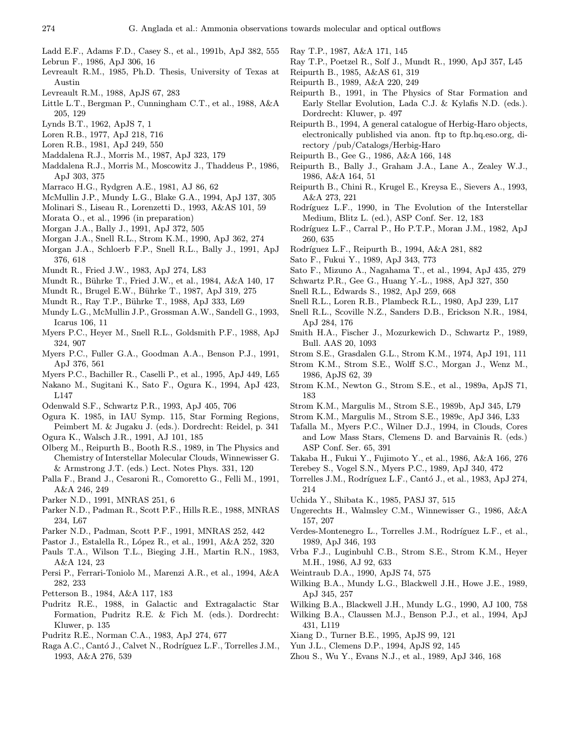Ladd E.F., Adams F.D., Casey S., et al., 1991b, ApJ 382, 555

Lebrun F., 1986, ApJ 306, 16

Levreault R.M., 1985, Ph.D. Thesis, University of Texas at Austin

Levreault R.M., 1988, ApJS 67, 283

Little L.T., Bergman P., Cunningham C.T., et al., 1988, A&A 205, 129

Lynds B.T., 1962, ApJS 7, 1

Loren R.B., 1977, ApJ 218, 716

Loren R.B., 1981, ApJ 249, 550

Maddalena R.J., Morris M., 1987, ApJ 323, 179

Maddalena R.J., Morris M., Moscowitz J., Thaddeus P., 1986, ApJ 303, 375

Marraco H.G., Rydgren A.E., 1981, AJ 86, 62

McMullin J.P., Mundy L.G., Blake G.A., 1994, ApJ 137, 305

Molinari S., Liseau R., Lorenzetti D., 1993, A&AS 101, 59

Morata O., et al., 1996 (in preparation)

Morgan J.A., Bally J., 1991, ApJ 372, 505

Morgan J.A., Snell R.L., Strom K.M., 1990, ApJ 362, 274

Morgan J.A., Schloerb F.P., Snell R.L., Bally J., 1991, ApJ 376, 618

Mundt R., Fried J.W., 1983, ApJ 274, L83

Mundt R., Bührke T., Fried J.W., et al., 1984, A&A 140, 17

Mundt R., Brugel E.W., Bührke T., 1987, ApJ 319, 275

Mundt R., Ray T.P., Bührke T., 1988, ApJ 333, L69

Mundy L.G., McMullin J.P., Grossman A.W., Sandell G., 1993, Icarus 106, 11

Myers P.C., Heyer M., Snell R.L., Goldsmith P.F., 1988, ApJ 324, 907

Myers P.C., Fuller G.A., Goodman A.A., Benson P.J., 1991, ApJ 376, 561

Myers P.C., Bachiller R., Caselli P., et al., 1995, ApJ 449, L65

Nakano M., Sugitani K., Sato F., Ogura K., 1994, ApJ 423, L147

Odenwald S.F., Schwartz P.R., 1993, ApJ 405, 706

Ogura K. 1985, in IAU Symp. 115, Star Forming Regions, Peimbert M. & Jugaku J. (eds.). Dordrecht: Reidel, p. 341

Ogura K., Walsch J.R., 1991, AJ 101, 185

Olberg M., Reipurth B., Booth R.S., 1989, in The Physics and Chemistry of Interstellar Molecular Clouds, Winnewisser G. & Armstrong J.T. (eds.) Lect. Notes Phys. 331, 120

Palla F., Brand J., Cesaroni R., Comoretto G., Felli M., 1991, A&A 246, 249

Parker N.D., 1991, MNRAS 251, 6

Parker N.D., Padman R., Scott P.F., Hills R.E., 1988, MNRAS 234, L67

Parker N.D., Padman, Scott P.F., 1991, MNRAS 252, 442

Pastor J., Estalella R., López R., et al., 1991, A&A 252, 320

Pauls T.A., Wilson T.L., Bieging J.H., Martin R.N., 1983, A&A 124, 23

Persi P., Ferrari-Toniolo M., Marenzi A.R., et al., 1994, A&A 282, 233

Petterson B., 1984, A&A 117, 183

Pudritz R.E., 1988, in Galactic and Extragalactic Star Formation, Pudritz R.E. & Fich M. (eds.). Dordrecht: Kluwer, p. 135

Pudritz R.E., Norman C.A., 1983, ApJ 274, 677

Raga A.C., Cantó J., Calvet N., Rodríguez L.F., Torrelles J.M., 1993, A&A 276, 539

Ray T.P., 1987, A&A 171, 145

Ray T.P., Poetzel R., Solf J., Mundt R., 1990, ApJ 357, L45

Reipurth B., 1985, A&AS 61, 319

Reipurth B., 1989, A&A 220, 249

Reipurth B., 1991, in The Physics of Star Formation and Early Stellar Evolution, Lada C.J. & Kylafis N.D. (eds.). Dordrecht: Kluwer, p. 497

Reipurth B., 1994, A general catalogue of Herbig-Haro objects, electronically published via anon. ftp to ftp.hq.eso.org, directory /pub/Catalogs/Herbig-Haro

Reipurth B., Gee G., 1986, A&A 166, 148

Reipurth B., Bally J., Graham J.A., Lane A., Zealey W.J., 1986, A&A 164, 51

Reipurth B., Chini R., Krugel E., Kreysa E., Sievers A., 1993, A&A 273, 221

Rodríguez L.F., 1990, in The Evolution of the Interstellar Medium, Blitz L. (ed.), ASP Conf. Ser. 12, 183

Rodríguez L.F., Carral P., Ho P.T.P., Moran J.M., 1982, ApJ 260, 635

Rodríguez L.F., Reipurth B., 1994, A&A 281, 882

Sato F., Fukui Y., 1989, ApJ 343, 773

Sato F., Mizuno A., Nagahama T., et al., 1994, ApJ 435, 279

Schwartz P.R., Gee G., Huang Y.-L., 1988, ApJ 327, 350

Snell R.L., Edwards S., 1982, ApJ 259, 668

Snell R.L., Loren R.B., Plambeck R.L., 1980, ApJ 239, L17

Snell R.L., Scoville N.Z., Sanders D.B., Erickson N.R., 1984, ApJ 284, 176

Smith H.A., Fischer J., Mozurkewich D., Schwartz P., 1989, Bull. AAS 20, 1093

Strom S.E., Grasdalen G.L., Strom K.M., 1974, ApJ 191, 111

Strom K.M., Strom S.E., Wolff S.C., Morgan J., Wenz M., 1986, ApJS 62, 39

Strom K.M., Newton G., Strom S.E., et al., 1989a, ApJS 71, 183

Strom K.M., Margulis M., Strom S.E., 1989b, ApJ 345, L79

Strom K.M., Margulis M., Strom S.E., 1989c, ApJ 346, L33

Tafalla M., Myers P.C., Wilner D.J., 1994, in Clouds, Cores and Low Mass Stars, Clemens D. and Barvainis R. (eds.) ASP Conf. Ser. 65, 391

Takaba H., Fukui Y., Fujimoto Y., et al., 1986, A&A 166, 276

Terebey S., Vogel S.N., Myers P.C., 1989, ApJ 340, 472

Torrelles J.M., Rodríguez L.F., Cantó J., et al., 1983, ApJ 274, 214

Uchida Y., Shibata K., 1985, PASJ 37, 515

Ungerechts H., Walmsley C.M., Winnewisser G., 1986, A&A 157, 207

Verdes-Montenegro L., Torrelles J.M., Rodríguez L.F., et al., 1989, ApJ 346, 193

Vrba F.J., Luginbuhl C.B., Strom S.E., Strom K.M., Heyer M.H., 1986, AJ 92, 633

Weintraub D.A., 1990, ApJS 74, 575

Wilking B.A., Mundy L.G., Blackwell J.H., Howe J.E., 1989, ApJ 345, 257

Wilking B.A., Blackwell J.H., Mundy L.G., 1990, AJ 100, 758

Wilking B.A., Claussen M.J., Benson P.J., et al., 1994, ApJ 431, L119

Xiang D., Turner B.E., 1995, ApJS 99, 121

Yun J.L., Clemens D.P., 1994, ApJS 92, 145

Zhou S., Wu Y., Evans N.J., et al., 1989, ApJ 346, 168